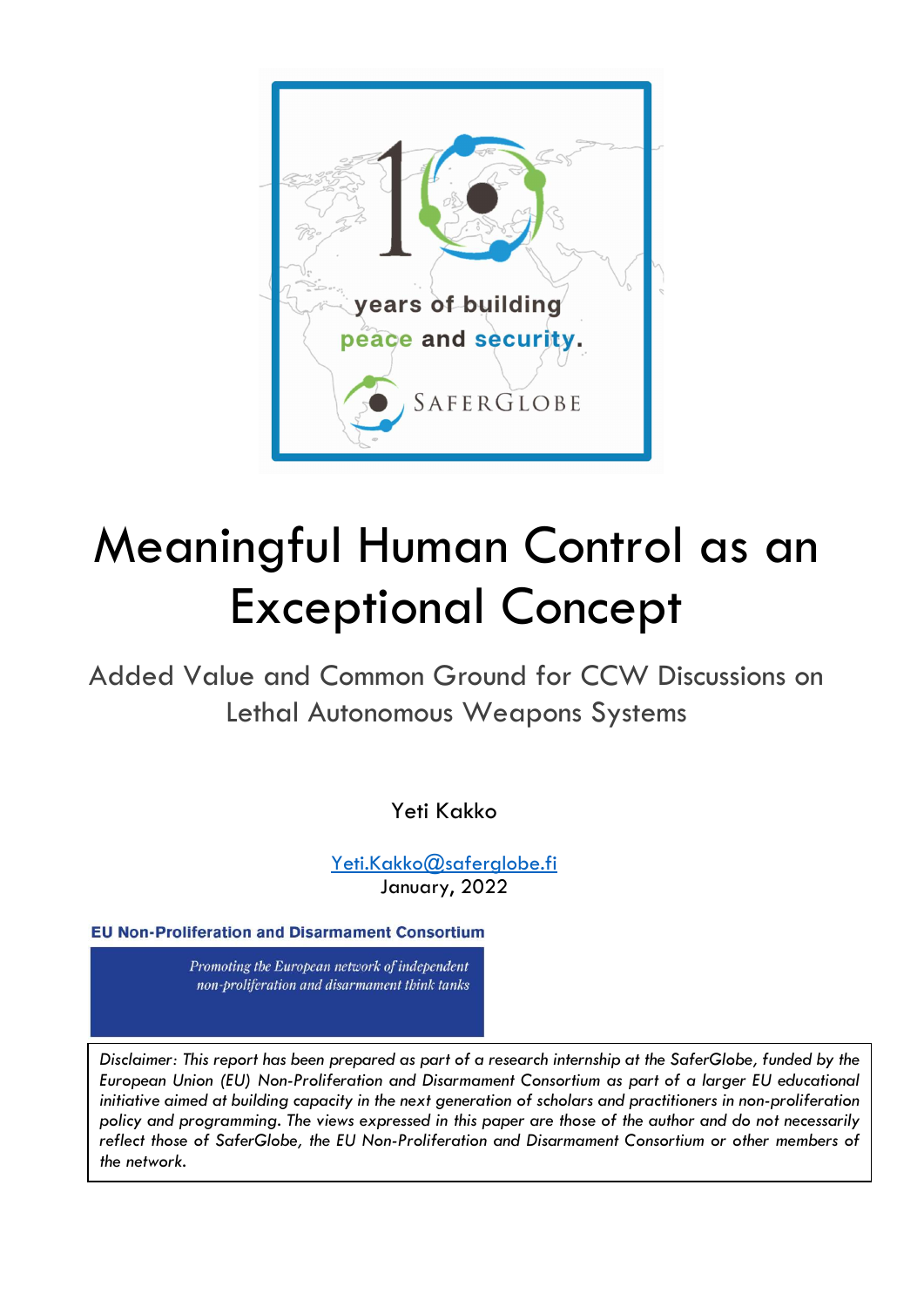# Meaningful Human Control as an Exceptional Concept

## Added Value and Common Ground for CCW Discussions on Lethal Autonomous Weapons Systems

Yeti Kakko

Yeti.Kakko@saferglobe.fi

January, 2022

**EU Non-Proliferation and Disarmament Consortium**

*Promoting the European network of independent non-proliferation and disarmament think tanks*

*Disclaimer: This report has been prepared as part of a research internship at the SaferGlobe, funded by the European Union (EU) Non-Proliferation and Disarmament Consortium as part of a larger EU educational initiative aimed at building capacity in the next generation of scholars and practitioners in non-proliferation policy and programming. The views expressed in this paper are those of the author and do not necessarily reflect those of SaferGlobe, the EU Non-Proliferation and Disarmament Consortium or other members of the network.*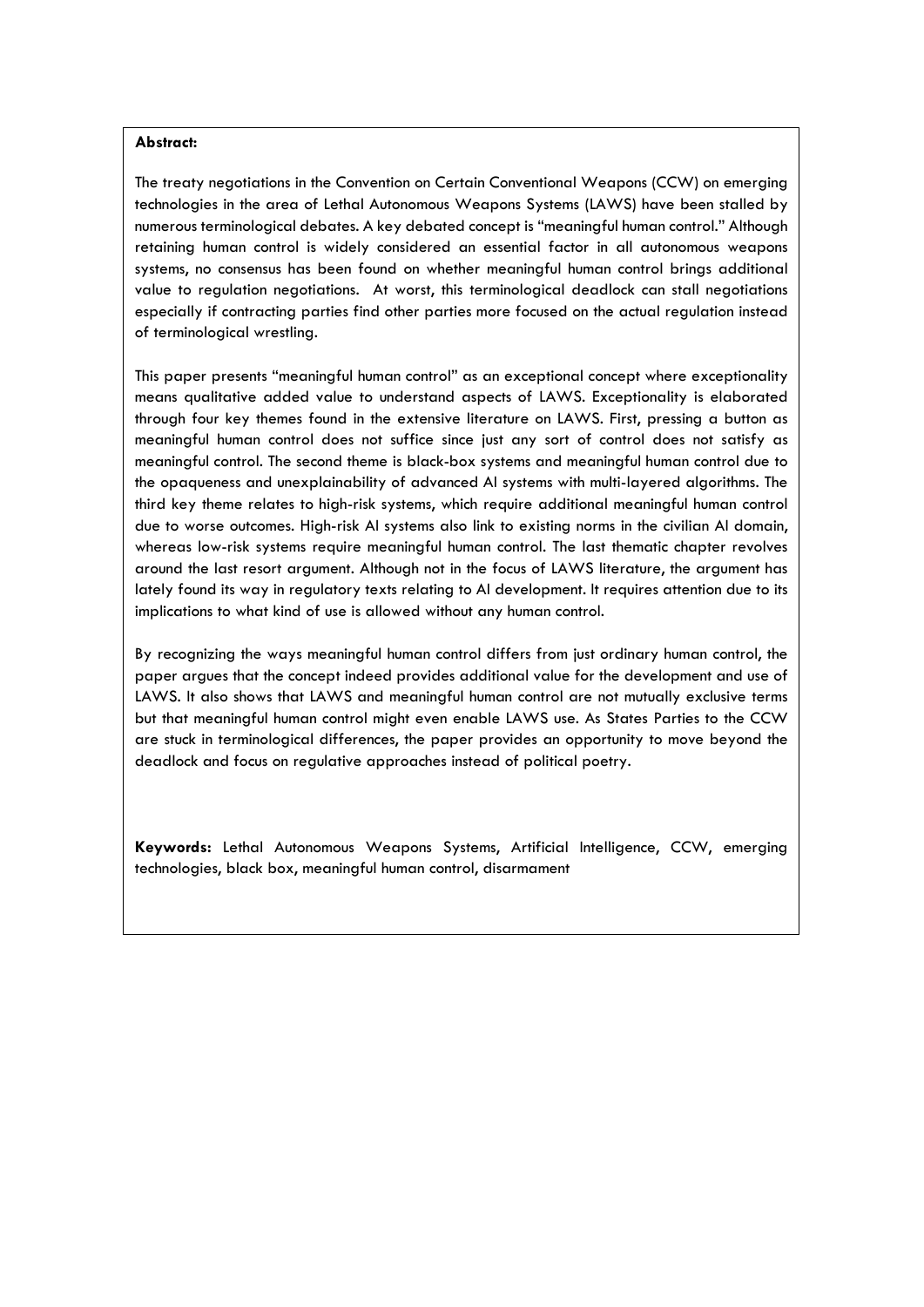**Abstract:**

The treaty negotiations in the Convention on Certain Conventional Weapons (CCW) on emerging technologies in the area of Lethal Autonomous Weapons Systems (LAWS) have been stalled by numerous terminological debates. A key debated concept is "meaningful human control." Although retaining human control is widely considered an essential factor in all autonomous weapons systems, no consensus has been found on whether meaningful human control brings additional value to regulation negotiations. At worst, this terminological deadlock can stall negotiations especially if contracting parties find other parties more focused on the actual regulation instead of terminological wrestling.

This paper presents "meaningful human control" as an exceptional concept where exceptionality means qualitative added value to understand aspects of LAWS. Exceptionality is elaborated through four key themes found in the extensive literature on LAWS. First, pressing a button as meaningful human control does not suffice since just any sort of control does not satisfy as meaningful control. The second theme is black-box systems and meaningful human control due to the opaqueness and unexplainability of advanced AI systems with multi-layered algorithms. The third key theme relates to high-risk systems, which require additional meaningful human control due to worse outcomes. High-risk AI systems also link to existing norms in the civilian AI domain, whereas low-risk systems require meaningful human control. The last thematic chapter revolves around the last resort argument. Although not in the focus of LAWS literature, the argument has lately found its way in regulatory texts relating to AI development. It requires attention due to its implications to what kind of use is allowed without any human control.

By recognizing the ways meaningful human control differs from just ordinary human control, the paper argues that the concept indeed provides additional value for the development and use of LAWS. It also shows that LAWS and meaningful human control are not mutually exclusive terms but that meaningful human control might even enable LAWS use. As States Parties to the CCW are stuck in terminological differences, the paper provides an opportunity to move beyond the deadlock and focus on regulative approaches instead of political poetry.

**Keywords:** Lethal Autonomous Weapons Systems, Artificial Intelligence, CCW, emerging technologies, black box, meaningful human control, disarmament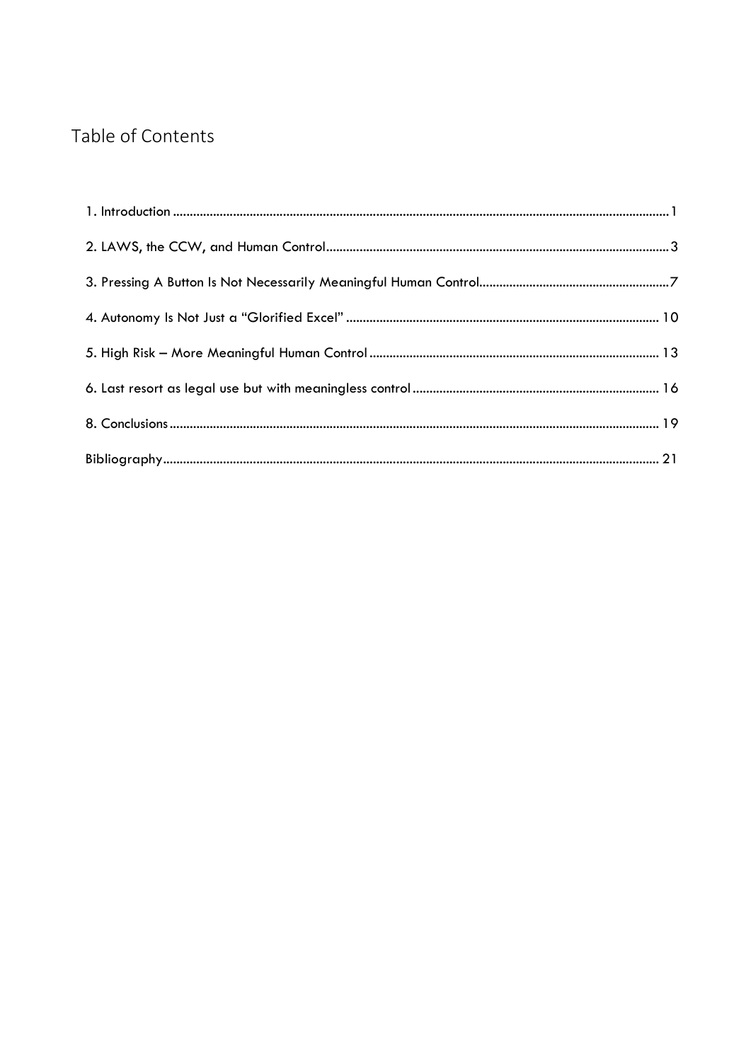# Table of Contents

1. Introduction .......... 1
2. LAWS, the CCW, and Human Control .......... 3
3. Pressing A Button Is Not Necessarily Meaningful Human Control .......... 7
4. Autonomy Is Not Just a "Glorified Excel" .......... 10
5. High Risk – More Meaningful Human Control .......... 13
6. Last resort as legal use but with meaningless control .......... 16
8. Conclusions .......... 19

Bibliography .......... 21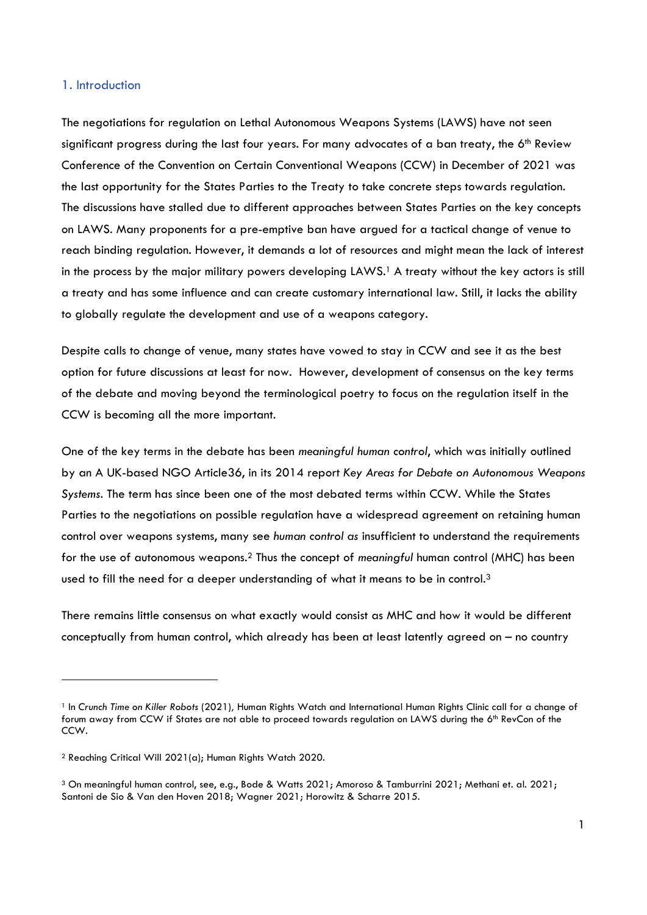## 1. Introduction

The negotiations for regulation on Lethal Autonomous Weapons Systems (LAWS) have not seen significant progress during the last four years. For many advocates of a ban treaty, the 6th Review Conference of the Convention on Certain Conventional Weapons (CCW) in December of 2021 was the last opportunity for the States Parties to the Treaty to take concrete steps towards regulation. The discussions have stalled due to different approaches between States Parties on the key concepts on LAWS. Many proponents for a pre-emptive ban have argued for a tactical change of venue to reach binding regulation. However, it demands a lot of resources and might mean the lack of interest in the process by the major military powers developing LAWS.[1] A treaty without the key actors is still a treaty and has some influence and can create customary international law. Still, it lacks the ability to globally regulate the development and use of a weapons category.

Despite calls to change of venue, many states have vowed to stay in CCW and see it as the best option for future discussions at least for now. However, development of consensus on the key terms of the debate and moving beyond the terminological poetry to focus on the regulation itself in the CCW is becoming all the more important.

One of the key terms in the debate has been *meaningful human control*, which was initially outlined by an A UK-based NGO Article36, in its 2014 report *Key Areas for Debate on Autonomous Weapons Systems*. The term has since been one of the most debated terms within CCW. While the States Parties to the negotiations on possible regulation have a widespread agreement on retaining human control over weapons systems, many see *human control as* insufficient to understand the requirements for the use of autonomous weapons.[2] Thus the concept of *meaningful* human control (MHC) has been used to fill the need for a deeper understanding of what it means to be in control.[3]

There remains little consensus on what exactly would consist as MHC and how it would be different conceptually from human control, which already has been at least latently agreed on – no country

---

[1] In *Crunch Time on Killer Robots* (2021), Human Rights Watch and International Human Rights Clinic call for a change of forum away from CCW if States are not able to proceed towards regulation on LAWS during the 6th RevCon of the CCW.

[2] Reaching Critical Will 2021(a); Human Rights Watch 2020.

[3] On meaningful human control, see, e.g., Bode & Watts 2021; Amoroso & Tamburrini 2021; Methani et. al. 2021; Santoni de Sio & Van den Hoven 2018; Wagner 2021; Horowitz & Scharre 2015.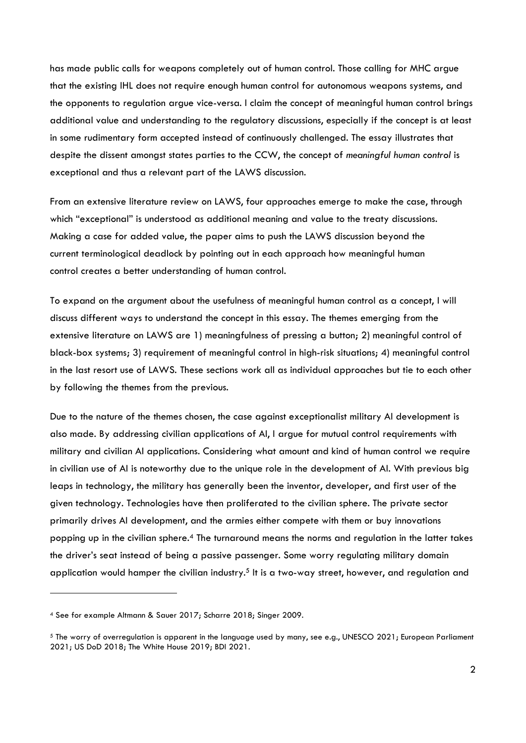has made public calls for weapons completely out of human control. Those calling for MHC argue that the existing IHL does not require enough human control for autonomous weapons systems, and the opponents to regulation argue vice-versa. I claim the concept of meaningful human control brings additional value and understanding to the regulatory discussions, especially if the concept is at least in some rudimentary form accepted instead of continuously challenged. The essay illustrates that despite the dissent amongst states parties to the CCW, the concept of *meaningful human control* is exceptional and thus a relevant part of the LAWS discussion.

From an extensive literature review on LAWS, four approaches emerge to make the case, through which "exceptional" is understood as additional meaning and value to the treaty discussions. Making a case for added value, the paper aims to push the LAWS discussion beyond the current terminological deadlock by pointing out in each approach how meaningful human control creates a better understanding of human control.

To expand on the argument about the usefulness of meaningful human control as a concept, I will discuss different ways to understand the concept in this essay. The themes emerging from the extensive literature on LAWS are 1) meaningfulness of pressing a button; 2) meaningful control of black-box systems; 3) requirement of meaningful control in high-risk situations; 4) meaningful control in the last resort use of LAWS. These sections work all as individual approaches but tie to each other by following the themes from the previous.

Due to the nature of the themes chosen, the case against exceptionalist military AI development is also made. By addressing civilian applications of AI, I argue for mutual control requirements with military and civilian AI applications. Considering what amount and kind of human control we require in civilian use of AI is noteworthy due to the unique role in the development of AI. With previous big leaps in technology, the military has generally been the inventor, developer, and first user of the given technology. Technologies have then proliferated to the civilian sphere. The private sector primarily drives AI development, and the armies either compete with them or buy innovations popping up in the civilian sphere.[4] The turnaround means the norms and regulation in the latter takes the driver's seat instead of being a passive passenger. Some worry regulating military domain application would hamper the civilian industry.[5] It is a two-way street, however, and regulation and

---

[4] See for example Altmann & Sauer 2017; Scharre 2018; Singer 2009.

[5] The worry of overregulation is apparent in the language used by many, see e.g., UNESCO 2021; European Parliament 2021; US DoD 2018; The White House 2019; BDI 2021.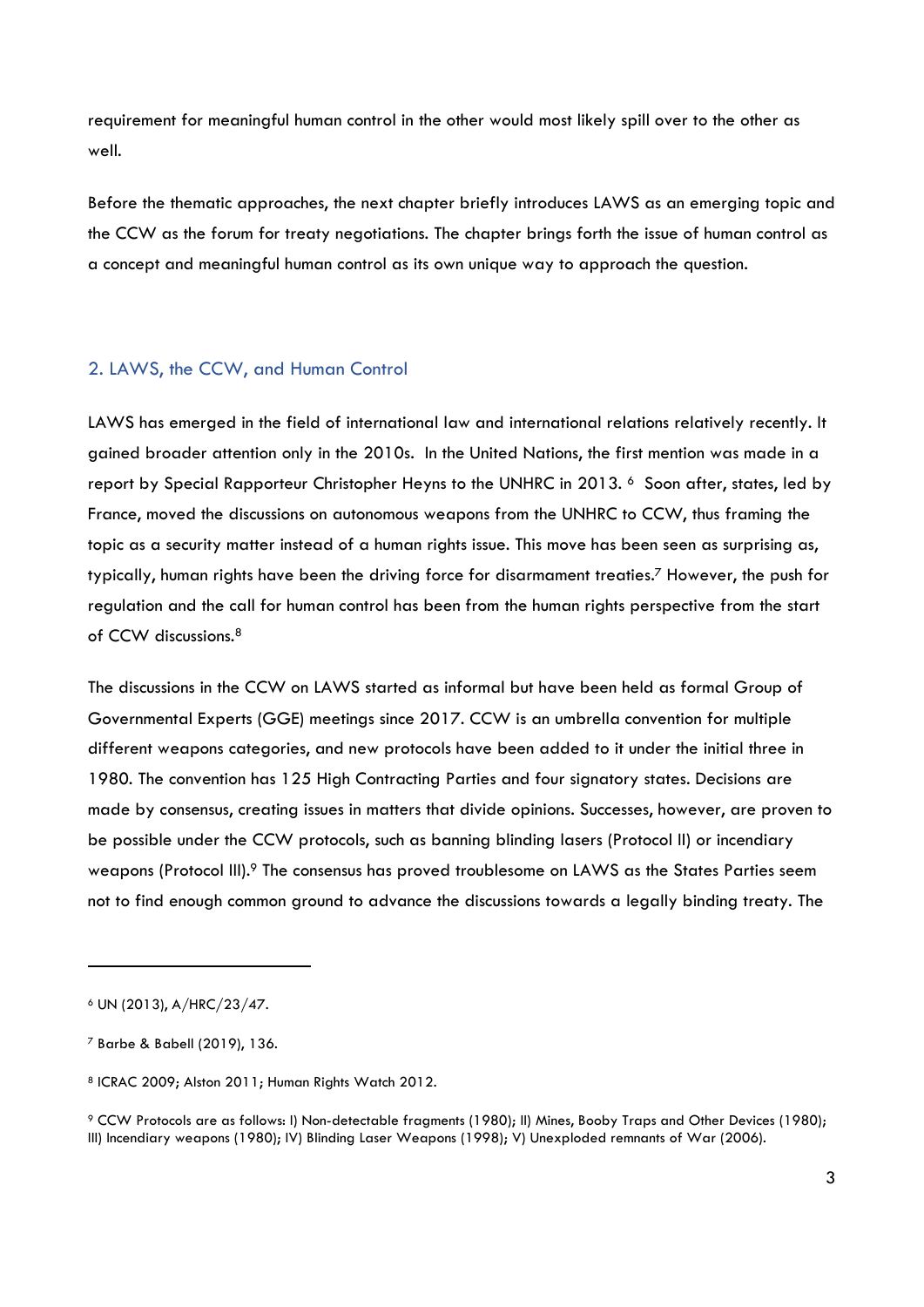requirement for meaningful human control in the other would most likely spill over to the other as well.

Before the thematic approaches, the next chapter briefly introduces LAWS as an emerging topic and the CCW as the forum for treaty negotiations. The chapter brings forth the issue of human control as a concept and meaningful human control as its own unique way to approach the question.

## 2. LAWS, the CCW, and Human Control

LAWS has emerged in the field of international law and international relations relatively recently. It gained broader attention only in the 2010s. In the United Nations, the first mention was made in a report by Special Rapporteur Christopher Heyns to the UNHRC in 2013. [6] Soon after, states, led by France, moved the discussions on autonomous weapons from the UNHRC to CCW, thus framing the topic as a security matter instead of a human rights issue. This move has been seen as surprising as, typically, human rights have been the driving force for disarmament treaties.[7] However, the push for regulation and the call for human control has been from the human rights perspective from the start of CCW discussions.[8]

The discussions in the CCW on LAWS started as informal but have been held as formal Group of Governmental Experts (GGE) meetings since 2017. CCW is an umbrella convention for multiple different weapons categories, and new protocols have been added to it under the initial three in 1980. The convention has 125 High Contracting Parties and four signatory states. Decisions are made by consensus, creating issues in matters that divide opinions. Successes, however, are proven to be possible under the CCW protocols, such as banning blinding lasers (Protocol II) or incendiary weapons (Protocol III).[9] The consensus has proved troublesome on LAWS as the States Parties seem not to find enough common ground to advance the discussions towards a legally binding treaty. The

---

[6] UN (2013), A/HRC/23/47.

[7] Barbe & Babell (2019), 136.

[8] ICRAC 2009; Alston 2011; Human Rights Watch 2012.

[9] CCW Protocols are as follows: I) Non-detectable fragments (1980); II) Mines, Booby Traps and Other Devices (1980); III) Incendiary weapons (1980); IV) Blinding Laser Weapons (1998); V) Unexploded remnants of War (2006).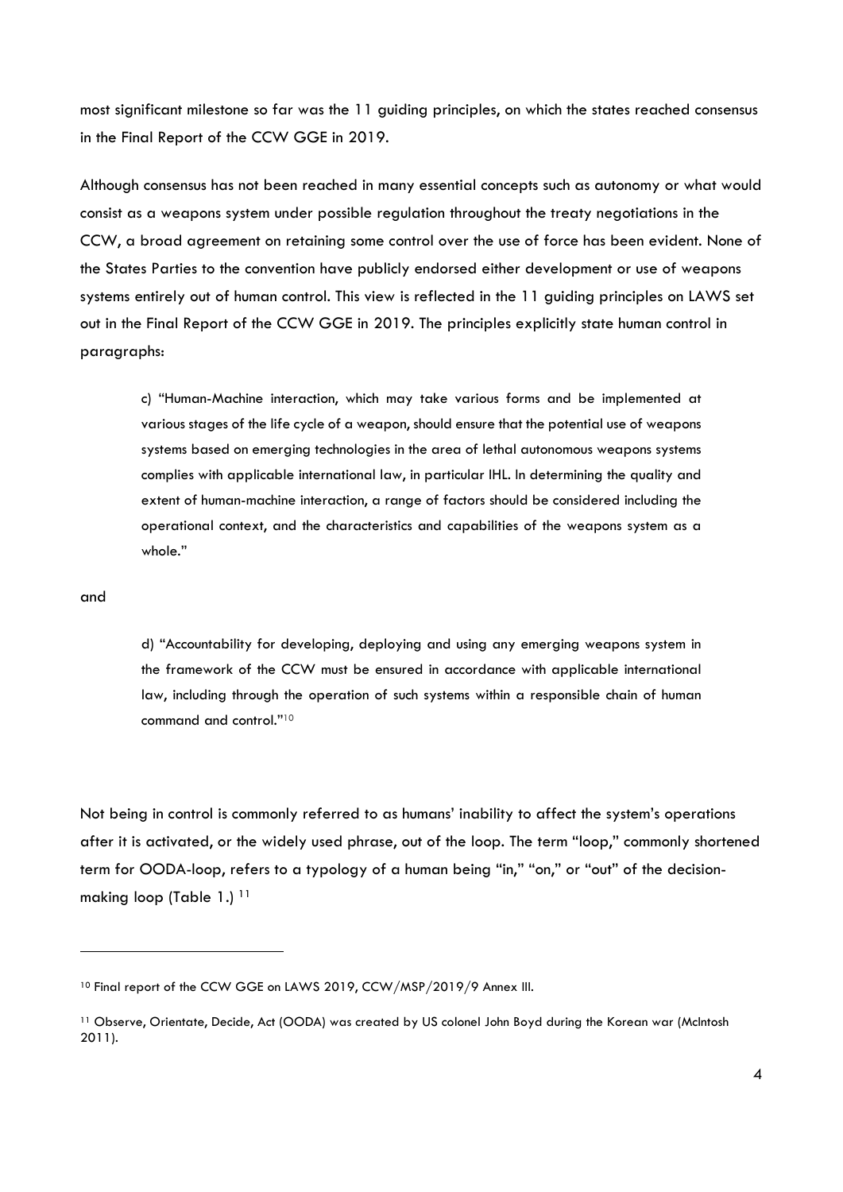most significant milestone so far was the 11 guiding principles, on which the states reached consensus in the Final Report of the CCW GGE in 2019.

Although consensus has not been reached in many essential concepts such as autonomy or what would consist as a weapons system under possible regulation throughout the treaty negotiations in the CCW, a broad agreement on retaining some control over the use of force has been evident. None of the States Parties to the convention have publicly endorsed either development or use of weapons systems entirely out of human control. This view is reflected in the 11 guiding principles on LAWS set out in the Final Report of the CCW GGE in 2019. The principles explicitly state human control in paragraphs:

> c) "Human-Machine interaction, which may take various forms and be implemented at various stages of the life cycle of a weapon, should ensure that the potential use of weapons systems based on emerging technologies in the area of lethal autonomous weapons systems complies with applicable international law, in particular IHL. In determining the quality and extent of human-machine interaction, a range of factors should be considered including the operational context, and the characteristics and capabilities of the weapons system as a whole."

and

> d) "Accountability for developing, deploying and using any emerging weapons system in the framework of the CCW must be ensured in accordance with applicable international law, including through the operation of such systems within a responsible chain of human command and control."[10]

Not being in control is commonly referred to as humans' inability to affect the system's operations after it is activated, or the widely used phrase, out of the loop. The term "loop," commonly shortened term for OODA-loop, refers to a typology of a human being "in," "on," or "out" of the decision-making loop (Table 1.) [11]

---

[10] Final report of the CCW GGE on LAWS 2019, CCW/MSP/2019/9 Annex III.

[11] Observe, Orientate, Decide, Act (OODA) was created by US colonel John Boyd during the Korean war (McIntosh 2011).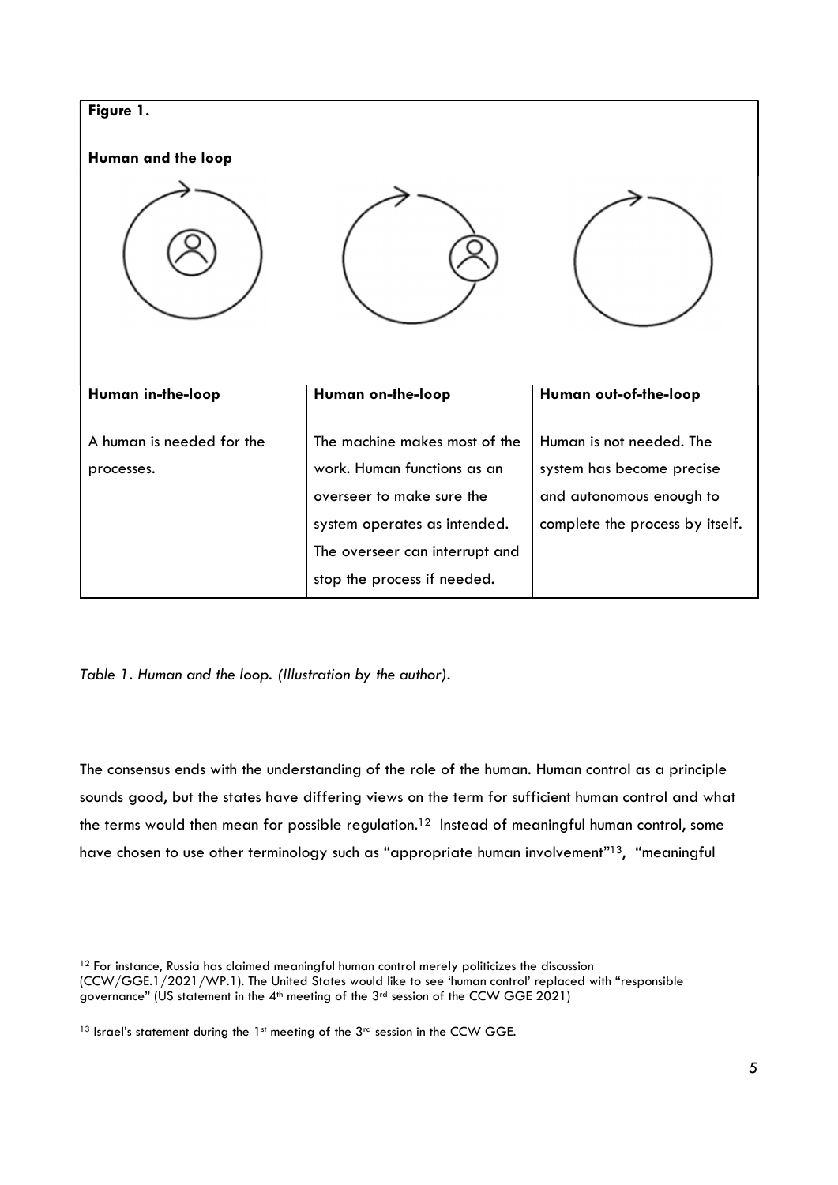**Figure 1.**

**Human and the loop**

| **Human in-the-loop** | **Human on-the-loop** | **Human out-of-the-loop** |
|---|---|---|
| A human is needed for the processes. | The machine makes most of the work. Human functions as an overseer to make sure the system operates as intended. The overseer can interrupt and stop the process if needed. | Human is not needed. The system has become precise and autonomous enough to complete the process by itself. |

*Table 1. Human and the loop. (Illustration by the author).*

The consensus ends with the understanding of the role of the human. Human control as a principle sounds good, but the states have differing views on the term for sufficient human control and what the terms would then mean for possible regulation.[12] Instead of meaningful human control, some have chosen to use other terminology such as "appropriate human involvement"[13], "meaningful

---

[12] For instance, Russia has claimed meaningful human control merely politicizes the discussion (CCW/GGE.1/2021/WP.1). The United States would like to see 'human control' replaced with "responsible governance" (US statement in the 4th meeting of the 3rd session of the CCW GGE 2021)

[13] Israel's statement during the 1st meeting of the 3rd session in the CCW GGE.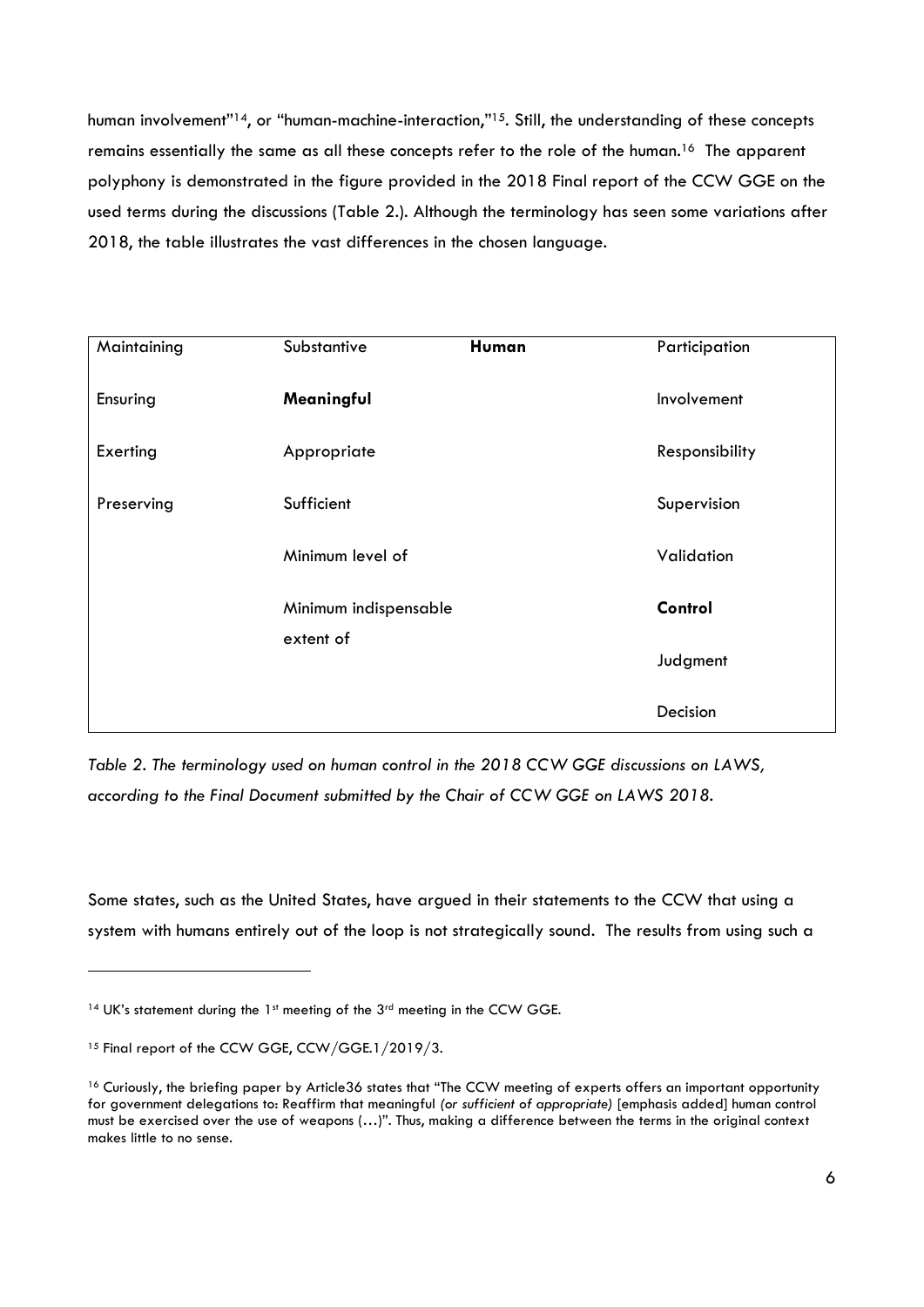human involvement"[14], or "human-machine-interaction,"[15]. Still, the understanding of these concepts remains essentially the same as all these concepts refer to the role of the human.[16] The apparent polyphony is demonstrated in the figure provided in the 2018 Final report of the CCW GGE on the used terms during the discussions (Table 2.). Although the terminology has seen some variations after 2018, the table illustrates the vast differences in the chosen language.

| Maintaining | Substantive | **Human** | Participation |
|---|---|---|---|
| Ensuring | **Meaningful** | | Involvement |
| Exerting | Appropriate | | Responsibility |
| Preserving | Sufficient | | Supervision |
| | Minimum level of | | Validation |
| | Minimum indispensable extent of | | **Control** |
| | | | Judgment |
| | | | Decision |

*Table 2. The terminology used on human control in the 2018 CCW GGE discussions on LAWS, according to the Final Document submitted by the Chair of CCW GGE on LAWS 2018.*

Some states, such as the United States, have argued in their statements to the CCW that using a system with humans entirely out of the loop is not strategically sound. The results from using such a

---

[14] UK's statement during the 1st meeting of the 3rd meeting in the CCW GGE.

[15] Final report of the CCW GGE, CCW/GGE.1/2019/3.

[16] Curiously, the briefing paper by Article36 states that "The CCW meeting of experts offers an important opportunity for government delegations to: Reaffirm that meaningful *(or sufficient of appropriate)* [emphasis added] human control must be exercised over the use of weapons (…)". Thus, making a difference between the terms in the original context makes little to no sense.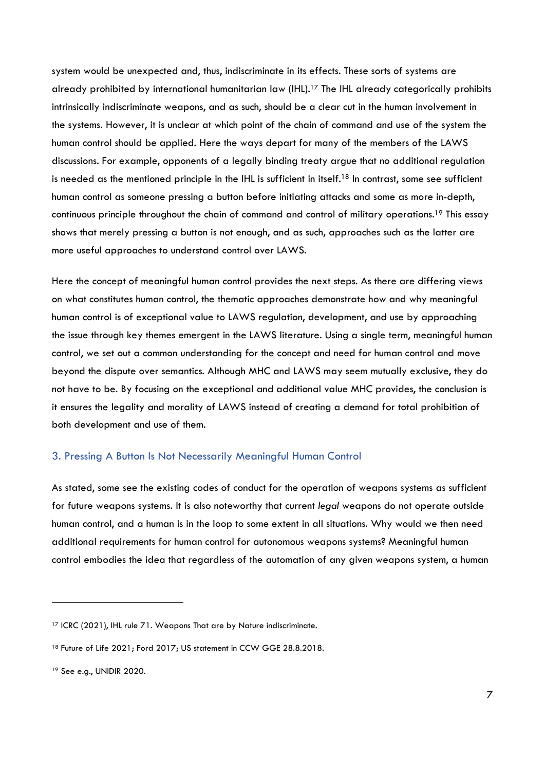system would be unexpected and, thus, indiscriminate in its effects. These sorts of systems are already prohibited by international humanitarian law (IHL).[17] The IHL already categorically prohibits intrinsically indiscriminate weapons, and as such, should be a clear cut in the human involvement in the systems. However, it is unclear at which point of the chain of command and use of the system the human control should be applied. Here the ways depart for many of the members of the LAWS discussions. For example, opponents of a legally binding treaty argue that no additional regulation is needed as the mentioned principle in the IHL is sufficient in itself.[18] In contrast, some see sufficient human control as someone pressing a button before initiating attacks and some as more in-depth, continuous principle throughout the chain of command and control of military operations.[19] This essay shows that merely pressing a button is not enough, and as such, approaches such as the latter are more useful approaches to understand control over LAWS.

Here the concept of meaningful human control provides the next steps. As there are differing views on what constitutes human control, the thematic approaches demonstrate how and why meaningful human control is of exceptional value to LAWS regulation, development, and use by approaching the issue through key themes emergent in the LAWS literature. Using a single term, meaningful human control, we set out a common understanding for the concept and need for human control and move beyond the dispute over semantics. Although MHC and LAWS may seem mutually exclusive, they do not have to be. By focusing on the exceptional and additional value MHC provides, the conclusion is it ensures the legality and morality of LAWS instead of creating a demand for total prohibition of both development and use of them.

## 3. Pressing A Button Is Not Necessarily Meaningful Human Control

As stated, some see the existing codes of conduct for the operation of weapons systems as sufficient for future weapons systems. It is also noteworthy that current *legal* weapons do not operate outside human control, and a human is in the loop to some extent in all situations. Why would we then need additional requirements for human control for autonomous weapons systems? Meaningful human control embodies the idea that regardless of the automation of any given weapons system, a human

---

[17] ICRC (2021), IHL rule 71. Weapons That are by Nature indiscriminate.

[18] Future of Life 2021; Ford 2017; US statement in CCW GGE 28.8.2018.

[19] See e.g., UNIDIR 2020.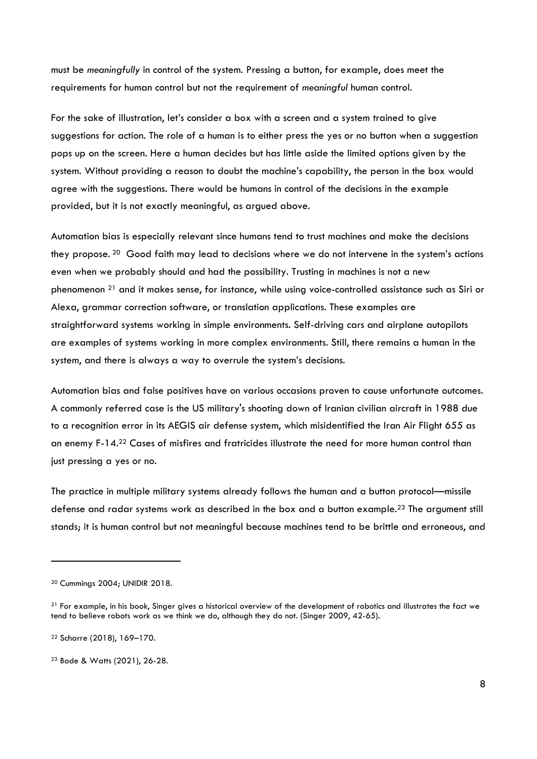must be *meaningfully* in control of the system. Pressing a button, for example, does meet the requirements for human control but not the requirement of *meaningful* human control.

For the sake of illustration, let's consider a box with a screen and a system trained to give suggestions for action. The role of a human is to either press the yes or no button when a suggestion pops up on the screen. Here a human decides but has little aside the limited options given by the system. Without providing a reason to doubt the machine's capability, the person in the box would agree with the suggestions. There would be humans in control of the decisions in the example provided, but it is not exactly meaningful, as argued above.

Automation bias is especially relevant since humans tend to trust machines and make the decisions they propose. [20] Good faith may lead to decisions where we do not intervene in the system's actions even when we probably should and had the possibility. Trusting in machines is not a new phenomenon [21] and it makes sense, for instance, while using voice-controlled assistance such as Siri or Alexa, grammar correction software, or translation applications. These examples are straightforward systems working in simple environments. Self-driving cars and airplane autopilots are examples of systems working in more complex environments. Still, there remains a human in the system, and there is always a way to overrule the system's decisions.

Automation bias and false positives have on various occasions proven to cause unfortunate outcomes. A commonly referred case is the US military's shooting down of Iranian civilian aircraft in 1988 due to a recognition error in its AEGIS air defense system, which misidentified the Iran Air Flight 655 as an enemy F-14.[22] Cases of misfires and fratricides illustrate the need for more human control than just pressing a yes or no.

The practice in multiple military systems already follows the human and a button protocol—missile defense and radar systems work as described in the box and a button example.[23] The argument still stands; it is human control but not meaningful because machines tend to be brittle and erroneous, and

---

[20] Cummings 2004; UNIDIR 2018.

[21] For example, in his book, Singer gives a historical overview of the development of robotics and illustrates the fact we tend to believe robots work as we think we do, although they do not. (Singer 2009, 42-65).

[22] Scharre (2018), 169–170.

[23] Bode & Watts (2021), 26-28.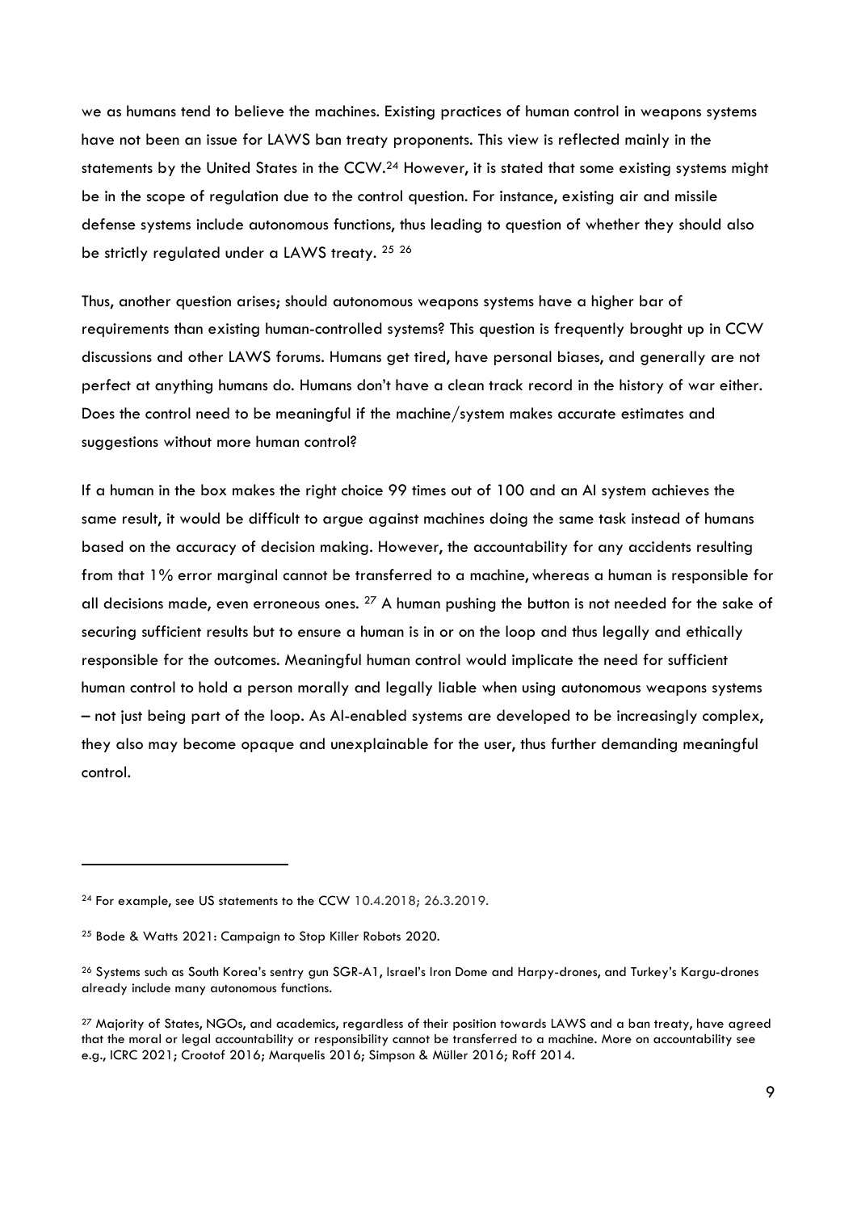we as humans tend to believe the machines. Existing practices of human control in weapons systems have not been an issue for LAWS ban treaty proponents. This view is reflected mainly in the statements by the United States in the CCW.[24] However, it is stated that some existing systems might be in the scope of regulation due to the control question. For instance, existing air and missile defense systems include autonomous functions, thus leading to question of whether they should also be strictly regulated under a LAWS treaty. [25] [26]

Thus, another question arises; should autonomous weapons systems have a higher bar of requirements than existing human-controlled systems? This question is frequently brought up in CCW discussions and other LAWS forums. Humans get tired, have personal biases, and generally are not perfect at anything humans do. Humans don't have a clean track record in the history of war either. Does the control need to be meaningful if the machine/system makes accurate estimates and suggestions without more human control?

If a human in the box makes the right choice 99 times out of 100 and an AI system achieves the same result, it would be difficult to argue against machines doing the same task instead of humans based on the accuracy of decision making. However, the accountability for any accidents resulting from that 1% error marginal cannot be transferred to a machine, whereas a human is responsible for all decisions made, even erroneous ones. [27] A human pushing the button is not needed for the sake of securing sufficient results but to ensure a human is in or on the loop and thus legally and ethically responsible for the outcomes. Meaningful human control would implicate the need for sufficient human control to hold a person morally and legally liable when using autonomous weapons systems – not just being part of the loop. As AI-enabled systems are developed to be increasingly complex, they also may become opaque and unexplainable for the user, thus further demanding meaningful control.

---

[24] For example, see US statements to the CCW 10.4.2018; 26.3.2019.

[25] Bode & Watts 2021: Campaign to Stop Killer Robots 2020.

[26] Systems such as South Korea's sentry gun SGR-A1, Israel's Iron Dome and Harpy-drones, and Turkey's Kargu-drones already include many autonomous functions.

[27] Majority of States, NGOs, and academics, regardless of their position towards LAWS and a ban treaty, have agreed that the moral or legal accountability or responsibility cannot be transferred to a machine. More on accountability see e.g., ICRC 2021; Crootof 2016; Marquelis 2016; Simpson & Müller 2016; Roff 2014.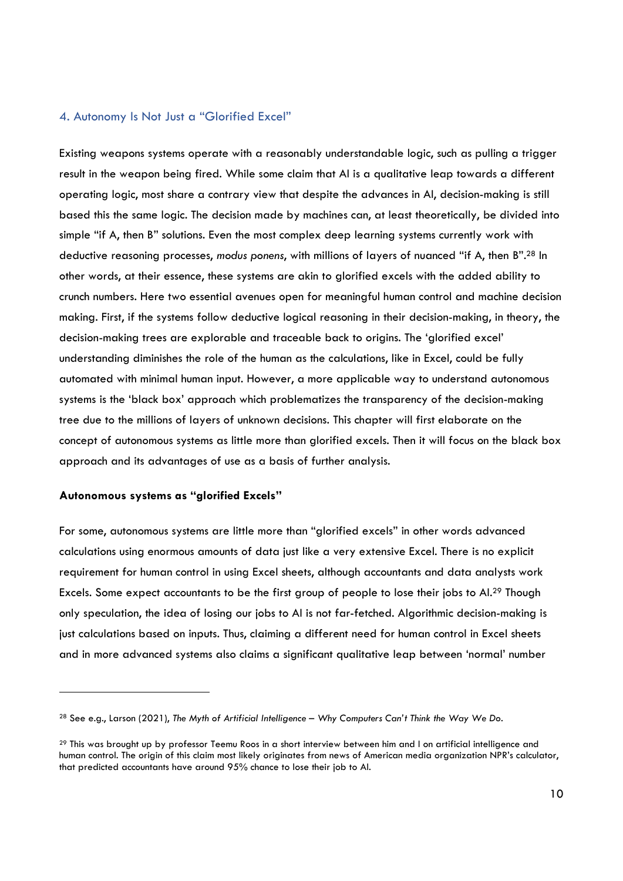## 4. Autonomy Is Not Just a "Glorified Excel"

Existing weapons systems operate with a reasonably understandable logic, such as pulling a trigger result in the weapon being fired. While some claim that AI is a qualitative leap towards a different operating logic, most share a contrary view that despite the advances in AI, decision-making is still based this the same logic. The decision made by machines can, at least theoretically, be divided into simple "if A, then B" solutions. Even the most complex deep learning systems currently work with deductive reasoning processes, *modus ponens*, with millions of layers of nuanced "if A, then B".[28] In other words, at their essence, these systems are akin to glorified excels with the added ability to crunch numbers. Here two essential avenues open for meaningful human control and machine decision making. First, if the systems follow deductive logical reasoning in their decision-making, in theory, the decision-making trees are explorable and traceable back to origins. The 'glorified excel' understanding diminishes the role of the human as the calculations, like in Excel, could be fully automated with minimal human input. However, a more applicable way to understand autonomous systems is the 'black box' approach which problematizes the transparency of the decision-making tree due to the millions of layers of unknown decisions. This chapter will first elaborate on the concept of autonomous systems as little more than glorified excels. Then it will focus on the black box approach and its advantages of use as a basis of further analysis.

**Autonomous systems as "glorified Excels"**

For some, autonomous systems are little more than "glorified excels" in other words advanced calculations using enormous amounts of data just like a very extensive Excel. There is no explicit requirement for human control in using Excel sheets, although accountants and data analysts work Excels. Some expect accountants to be the first group of people to lose their jobs to AI.[29] Though only speculation, the idea of losing our jobs to AI is not far-fetched. Algorithmic decision-making is just calculations based on inputs. Thus, claiming a different need for human control in Excel sheets and in more advanced systems also claims a significant qualitative leap between 'normal' number

---

[28] See e.g., Larson (2021), *The Myth of Artificial Intelligence – Why Computers Can't Think the Way We Do.*

[29] This was brought up by professor Teemu Roos in a short interview between him and I on artificial intelligence and human control. The origin of this claim most likely originates from news of American media organization NPR's calculator, that predicted accountants have around 95% chance to lose their job to AI.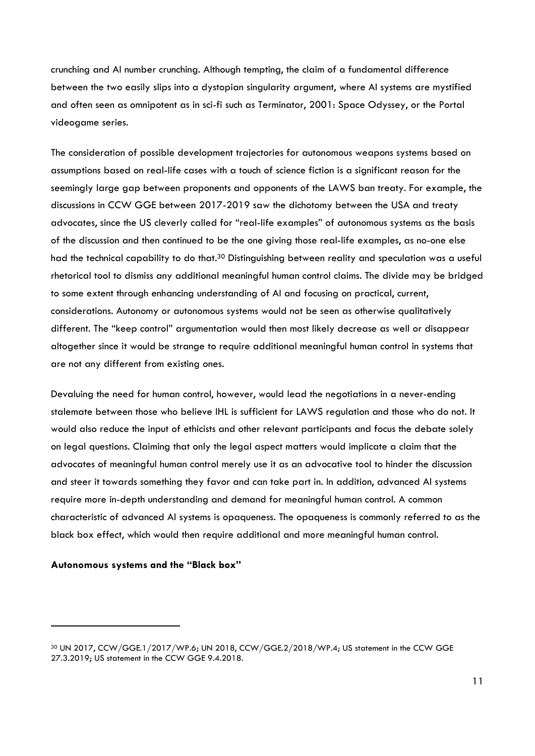crunching and AI number crunching. Although tempting, the claim of a fundamental difference between the two easily slips into a dystopian singularity argument, where AI systems are mystified and often seen as omnipotent as in sci-fi such as Terminator, 2001: Space Odyssey, or the Portal videogame series.

The consideration of possible development trajectories for autonomous weapons systems based on assumptions based on real-life cases with a touch of science fiction is a significant reason for the seemingly large gap between proponents and opponents of the LAWS ban treaty. For example, the discussions in CCW GGE between 2017-2019 saw the dichotomy between the USA and treaty advocates, since the US cleverly called for "real-life examples" of autonomous systems as the basis of the discussion and then continued to be the one giving those real-life examples, as no-one else had the technical capability to do that.[30] Distinguishing between reality and speculation was a useful rhetorical tool to dismiss any additional meaningful human control claims. The divide may be bridged to some extent through enhancing understanding of AI and focusing on practical, current, considerations. Autonomy or autonomous systems would not be seen as otherwise qualitatively different. The "keep control" argumentation would then most likely decrease as well or disappear altogether since it would be strange to require additional meaningful human control in systems that are not any different from existing ones.

Devaluing the need for human control, however, would lead the negotiations in a never-ending stalemate between those who believe IHL is sufficient for LAWS regulation and those who do not. It would also reduce the input of ethicists and other relevant participants and focus the debate solely on legal questions. Claiming that only the legal aspect matters would implicate a claim that the advocates of meaningful human control merely use it as an advocative tool to hinder the discussion and steer it towards something they favor and can take part in. In addition, advanced AI systems require more in-depth understanding and demand for meaningful human control. A common characteristic of advanced AI systems is opaqueness. The opaqueness is commonly referred to as the black box effect, which would then require additional and more meaningful human control.

**Autonomous systems and the "Black box"**

[30] UN 2017, CCW/GGE.1/2017/WP.6; UN 2018, CCW/GGE.2/2018/WP.4; US statement in the CCW GGE 27.3.2019; US statement in the CCW GGE 9.4.2018.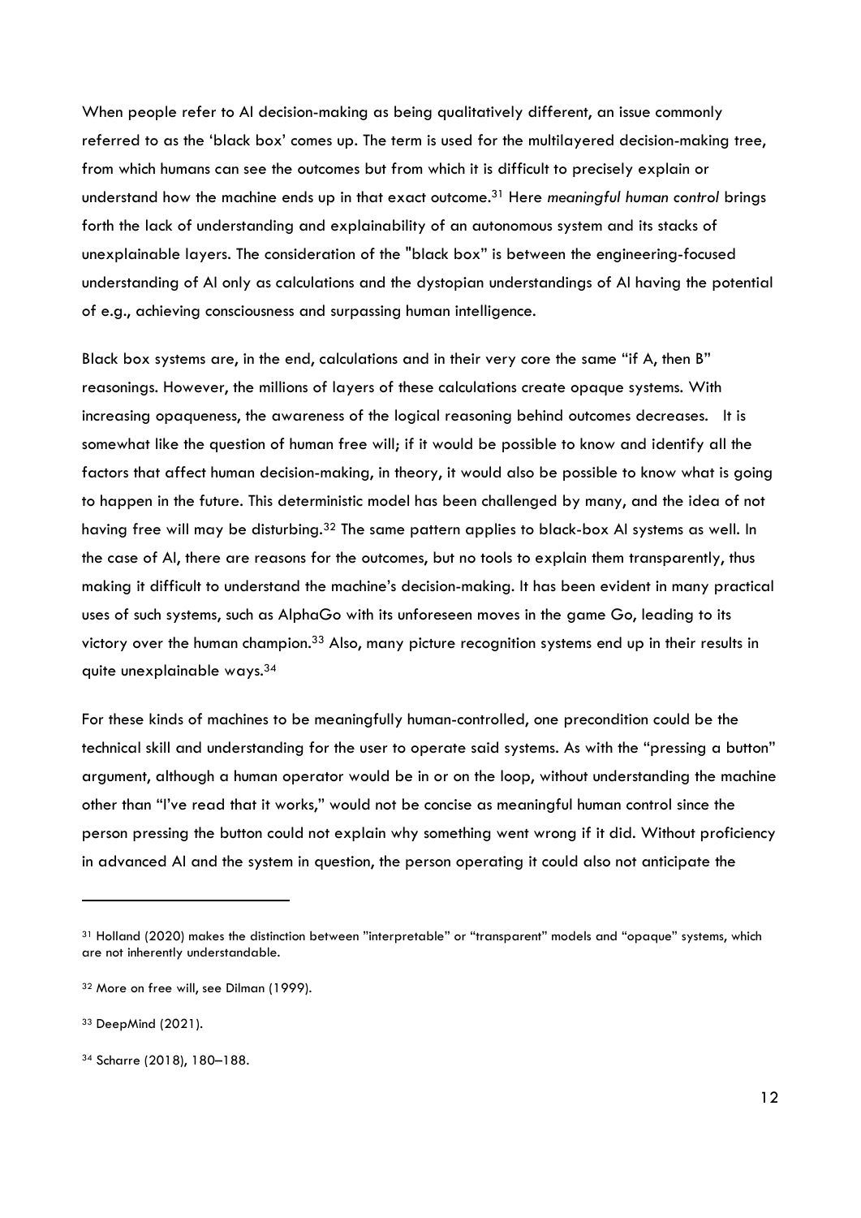When people refer to AI decision-making as being qualitatively different, an issue commonly referred to as the 'black box' comes up. The term is used for the multilayered decision-making tree, from which humans can see the outcomes but from which it is difficult to precisely explain or understand how the machine ends up in that exact outcome.[31] Here *meaningful human control* brings forth the lack of understanding and explainability of an autonomous system and its stacks of unexplainable layers. The consideration of the "black box" is between the engineering-focused understanding of AI only as calculations and the dystopian understandings of AI having the potential of e.g., achieving consciousness and surpassing human intelligence.

Black box systems are, in the end, calculations and in their very core the same "if A, then B" reasonings. However, the millions of layers of these calculations create opaque systems. With increasing opaqueness, the awareness of the logical reasoning behind outcomes decreases. It is somewhat like the question of human free will; if it would be possible to know and identify all the factors that affect human decision-making, in theory, it would also be possible to know what is going to happen in the future. This deterministic model has been challenged by many, and the idea of not having free will may be disturbing.[32] The same pattern applies to black-box AI systems as well. In the case of AI, there are reasons for the outcomes, but no tools to explain them transparently, thus making it difficult to understand the machine's decision-making. It has been evident in many practical uses of such systems, such as AlphaGo with its unforeseen moves in the game Go, leading to its victory over the human champion.[33] Also, many picture recognition systems end up in their results in quite unexplainable ways.[34]

For these kinds of machines to be meaningfully human-controlled, one precondition could be the technical skill and understanding for the user to operate said systems. As with the "pressing a button" argument, although a human operator would be in or on the loop, without understanding the machine other than "I've read that it works," would not be concise as meaningful human control since the person pressing the button could not explain why something went wrong if it did. Without proficiency in advanced AI and the system in question, the person operating it could also not anticipate the

---

[31] Holland (2020) makes the distinction between "interpretable" or "transparent" models and "opaque" systems, which are not inherently understandable.

[32] More on free will, see Dilman (1999).

[33] DeepMind (2021).

[34] Scharre (2018), 180–188.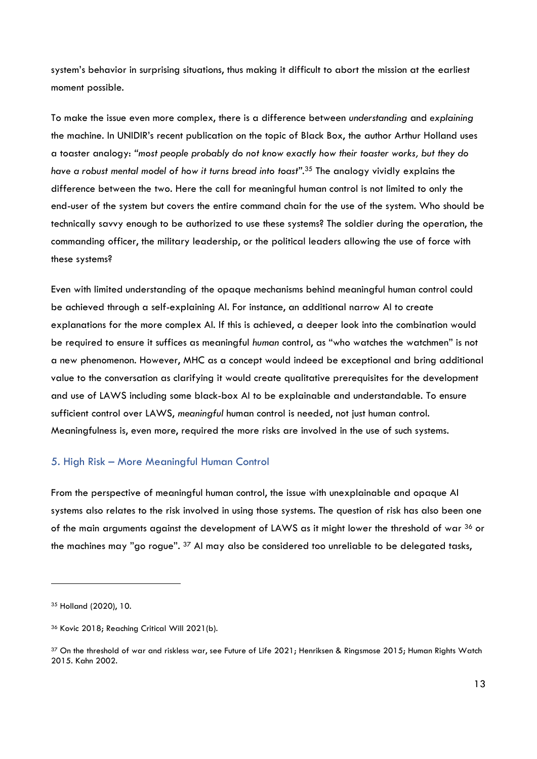system's behavior in surprising situations, thus making it difficult to abort the mission at the earliest moment possible.

To make the issue even more complex, there is a difference between *understanding* and *explaining* the machine. In UNIDIR's recent publication on the topic of Black Box, the author Arthur Holland uses a toaster analogy: *"most people probably do not know exactly how their toaster works, but they do have a robust mental model of how it turns bread into toast"*.[35] The analogy vividly explains the difference between the two. Here the call for meaningful human control is not limited to only the end-user of the system but covers the entire command chain for the use of the system. Who should be technically savvy enough to be authorized to use these systems? The soldier during the operation, the commanding officer, the military leadership, or the political leaders allowing the use of force with these systems?

Even with limited understanding of the opaque mechanisms behind meaningful human control could be achieved through a self-explaining AI. For instance, an additional narrow AI to create explanations for the more complex AI. If this is achieved, a deeper look into the combination would be required to ensure it suffices as meaningful *human* control, as "who watches the watchmen" is not a new phenomenon. However, MHC as a concept would indeed be exceptional and bring additional value to the conversation as clarifying it would create qualitative prerequisites for the development and use of LAWS including some black-box AI to be explainable and understandable. To ensure sufficient control over LAWS, *meaningful* human control is needed, not just human control. Meaningfulness is, even more, required the more risks are involved in the use of such systems.

## 5. High Risk – More Meaningful Human Control

From the perspective of meaningful human control, the issue with unexplainable and opaque AI systems also relates to the risk involved in using those systems. The question of risk has also been one of the main arguments against the development of LAWS as it might lower the threshold of war [36] or the machines may "go rogue". [37] AI may also be considered too unreliable to be delegated tasks,

---

[35] Holland (2020), 10.

[36] Kovic 2018; Reaching Critical Will 2021(b).

[37] On the threshold of war and riskless war, see Future of Life 2021; Henriksen & Ringsmose 2015; Human Rights Watch 2015. Kahn 2002.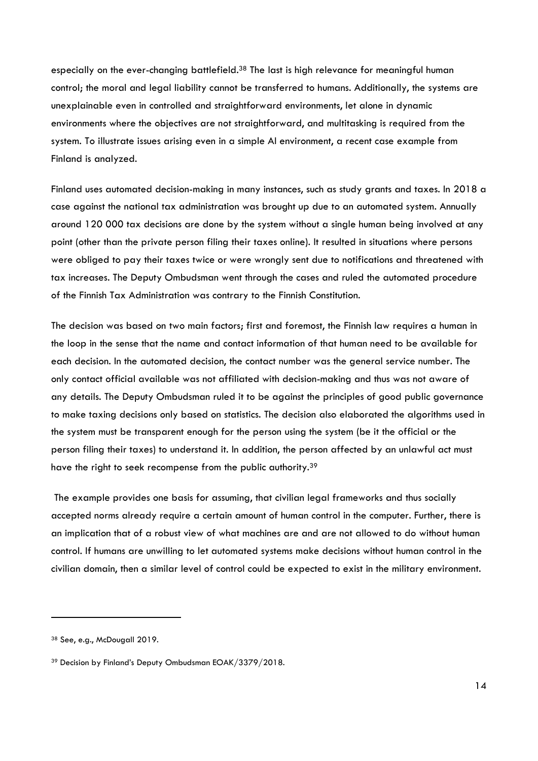especially on the ever-changing battlefield.[38] The last is high relevance for meaningful human control; the moral and legal liability cannot be transferred to humans. Additionally, the systems are unexplainable even in controlled and straightforward environments, let alone in dynamic environments where the objectives are not straightforward, and multitasking is required from the system. To illustrate issues arising even in a simple AI environment, a recent case example from Finland is analyzed.

Finland uses automated decision-making in many instances, such as study grants and taxes. In 2018 a case against the national tax administration was brought up due to an automated system. Annually around 120 000 tax decisions are done by the system without a single human being involved at any point (other than the private person filing their taxes online). It resulted in situations where persons were obliged to pay their taxes twice or were wrongly sent due to notifications and threatened with tax increases. The Deputy Ombudsman went through the cases and ruled the automated procedure of the Finnish Tax Administration was contrary to the Finnish Constitution.

The decision was based on two main factors; first and foremost, the Finnish law requires a human in the loop in the sense that the name and contact information of that human need to be available for each decision. In the automated decision, the contact number was the general service number. The only contact official available was not affiliated with decision-making and thus was not aware of any details. The Deputy Ombudsman ruled it to be against the principles of good public governance to make taxing decisions only based on statistics. The decision also elaborated the algorithms used in the system must be transparent enough for the person using the system (be it the official or the person filing their taxes) to understand it. In addition, the person affected by an unlawful act must have the right to seek recompense from the public authority.[39]

The example provides one basis for assuming, that civilian legal frameworks and thus socially accepted norms already require a certain amount of human control in the computer. Further, there is an implication that of a robust view of what machines are and are not allowed to do without human control. If humans are unwilling to let automated systems make decisions without human control in the civilian domain, then a similar level of control could be expected to exist in the military environment.

---

[38] See, e.g., McDougall 2019.

[39] Decision by Finland's Deputy Ombudsman EOAK/3379/2018.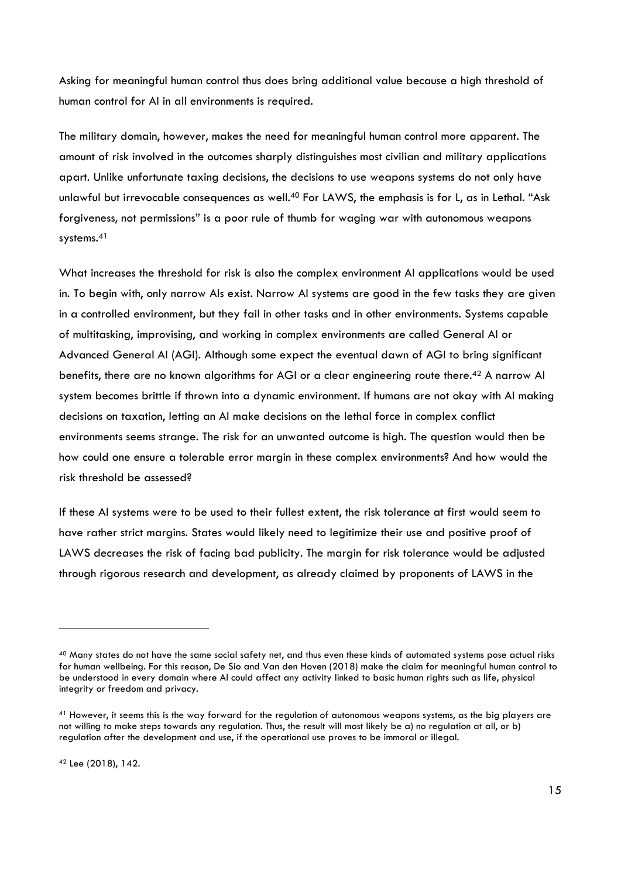Asking for meaningful human control thus does bring additional value because a high threshold of human control for AI in all environments is required.

The military domain, however, makes the need for meaningful human control more apparent. The amount of risk involved in the outcomes sharply distinguishes most civilian and military applications apart. Unlike unfortunate taxing decisions, the decisions to use weapons systems do not only have unlawful but irrevocable consequences as well.[40] For LAWS, the emphasis is for L, as in Lethal. "Ask forgiveness, not permissions" is a poor rule of thumb for waging war with autonomous weapons systems.[41]

What increases the threshold for risk is also the complex environment AI applications would be used in. To begin with, only narrow AIs exist. Narrow AI systems are good in the few tasks they are given in a controlled environment, but they fail in other tasks and in other environments. Systems capable of multitasking, improvising, and working in complex environments are called General AI or Advanced General AI (AGI). Although some expect the eventual dawn of AGI to bring significant benefits, there are no known algorithms for AGI or a clear engineering route there.[42] A narrow AI system becomes brittle if thrown into a dynamic environment. If humans are not okay with AI making decisions on taxation, letting an AI make decisions on the lethal force in complex conflict environments seems strange. The risk for an unwanted outcome is high. The question would then be how could one ensure a tolerable error margin in these complex environments? And how would the risk threshold be assessed?

If these AI systems were to be used to their fullest extent, the risk tolerance at first would seem to have rather strict margins. States would likely need to legitimize their use and positive proof of LAWS decreases the risk of facing bad publicity. The margin for risk tolerance would be adjusted through rigorous research and development, as already claimed by proponents of LAWS in the

---

[40] Many states do not have the same social safety net, and thus even these kinds of automated systems pose actual risks for human wellbeing. For this reason, De Sio and Van den Hoven (2018) make the claim for meaningful human control to be understood in every domain where AI could affect any activity linked to basic human rights such as life, physical integrity or freedom and privacy.

[41] However, it seems this is the way forward for the regulation of autonomous weapons systems, as the big players are not willing to make steps towards any regulation. Thus, the result will most likely be a) no regulation at all, or b) regulation after the development and use, if the operational use proves to be immoral or illegal.

[42] Lee (2018), 142.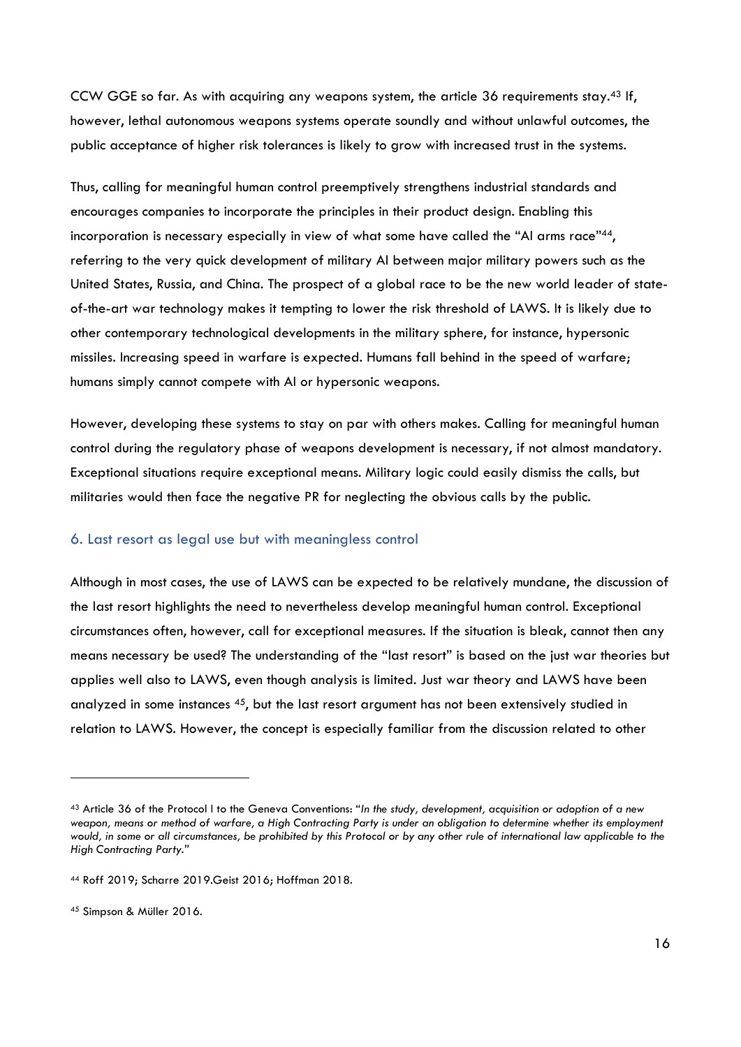CCW GGE so far. As with acquiring any weapons system, the article 36 requirements stay.[43] If, however, lethal autonomous weapons systems operate soundly and without unlawful outcomes, the public acceptance of higher risk tolerances is likely to grow with increased trust in the systems.

Thus, calling for meaningful human control preemptively strengthens industrial standards and encourages companies to incorporate the principles in their product design. Enabling this incorporation is necessary especially in view of what some have called the "AI arms race"[44], referring to the very quick development of military AI between major military powers such as the United States, Russia, and China. The prospect of a global race to be the new world leader of state-of-the-art war technology makes it tempting to lower the risk threshold of LAWS. It is likely due to other contemporary technological developments in the military sphere, for instance, hypersonic missiles. Increasing speed in warfare is expected. Humans fall behind in the speed of warfare; humans simply cannot compete with AI or hypersonic weapons.

However, developing these systems to stay on par with others makes. Calling for meaningful human control during the regulatory phase of weapons development is necessary, if not almost mandatory. Exceptional situations require exceptional means. Military logic could easily dismiss the calls, but militaries would then face the negative PR for neglecting the obvious calls by the public.

## 6. Last resort as legal use but with meaningless control

Although in most cases, the use of LAWS can be expected to be relatively mundane, the discussion of the last resort highlights the need to nevertheless develop meaningful human control. Exceptional circumstances often, however, call for exceptional measures. If the situation is bleak, cannot then any means necessary be used? The understanding of the "last resort" is based on the just war theories but applies well also to LAWS, even though analysis is limited. Just war theory and LAWS have been analyzed in some instances [45], but the last resort argument has not been extensively studied in relation to LAWS. However, the concept is especially familiar from the discussion related to other

---

[43] Article 36 of the Protocol I to the Geneva Conventions: "*In the study, development, acquisition or adoption of a new weapon, means or method of warfare, a High Contracting Party is under an obligation to determine whether its employment would, in some or all circumstances, be prohibited by this Protocol or by any other rule of international law applicable to the High Contracting Party.*"

[44] Roff 2019; Scharre 2019.Geist 2016; Hoffman 2018.

[45] Simpson & Müller 2016.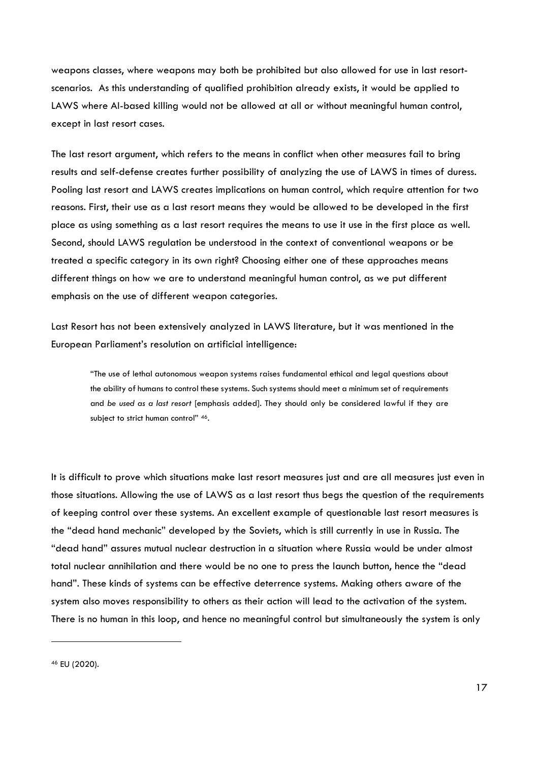weapons classes, where weapons may both be prohibited but also allowed for use in last resort-scenarios. As this understanding of qualified prohibition already exists, it would be applied to LAWS where AI-based killing would not be allowed at all or without meaningful human control, except in last resort cases.

The last resort argument, which refers to the means in conflict when other measures fail to bring results and self-defense creates further possibility of analyzing the use of LAWS in times of duress. Pooling last resort and LAWS creates implications on human control, which require attention for two reasons. First, their use as a last resort means they would be allowed to be developed in the first place as using something as a last resort requires the means to use it use in the first place as well. Second, should LAWS regulation be understood in the context of conventional weapons or be treated a specific category in its own right? Choosing either one of these approaches means different things on how we are to understand meaningful human control, as we put different emphasis on the use of different weapon categories.

Last Resort has not been extensively analyzed in LAWS literature, but it was mentioned in the European Parliament's resolution on artificial intelligence:

> "The use of lethal autonomous weapon systems raises fundamental ethical and legal questions about the ability of humans to control these systems. Such systems should meet a minimum set of requirements and *be used as a last resort* [emphasis added]. They should only be considered lawful if they are subject to strict human control" [46].

It is difficult to prove which situations make last resort measures just and are all measures just even in those situations. Allowing the use of LAWS as a last resort thus begs the question of the requirements of keeping control over these systems. An excellent example of questionable last resort measures is the "dead hand mechanic" developed by the Soviets, which is still currently in use in Russia. The "dead hand" assures mutual nuclear destruction in a situation where Russia would be under almost total nuclear annihilation and there would be no one to press the launch button, hence the "dead hand". These kinds of systems can be effective deterrence systems. Making others aware of the system also moves responsibility to others as their action will lead to the activation of the system. There is no human in this loop, and hence no meaningful control but simultaneously the system is only

---

[46] EU (2020).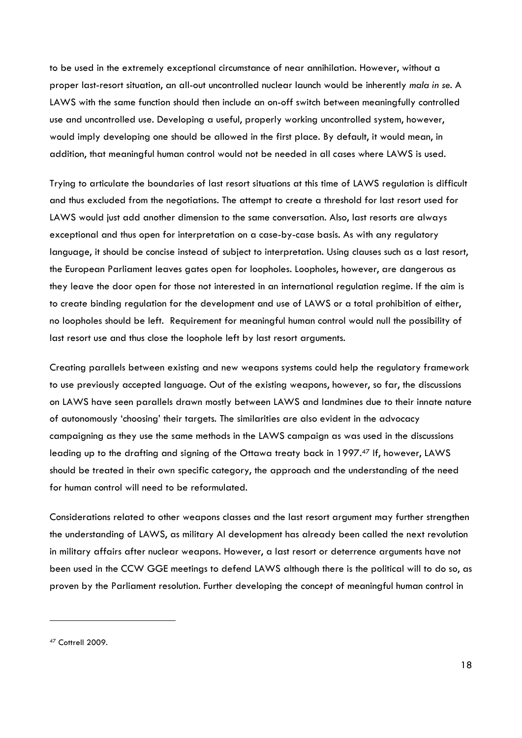to be used in the extremely exceptional circumstance of near annihilation. However, without a proper last-resort situation, an all-out uncontrolled nuclear launch would be inherently *mala in se*. A LAWS with the same function should then include an on-off switch between meaningfully controlled use and uncontrolled use. Developing a useful, properly working uncontrolled system, however, would imply developing one should be allowed in the first place. By default, it would mean, in addition, that meaningful human control would not be needed in all cases where LAWS is used.

Trying to articulate the boundaries of last resort situations at this time of LAWS regulation is difficult and thus excluded from the negotiations. The attempt to create a threshold for last resort used for LAWS would just add another dimension to the same conversation. Also, last resorts are always exceptional and thus open for interpretation on a case-by-case basis. As with any regulatory language, it should be concise instead of subject to interpretation. Using clauses such as a last resort, the European Parliament leaves gates open for loopholes. Loopholes, however, are dangerous as they leave the door open for those not interested in an international regulation regime. If the aim is to create binding regulation for the development and use of LAWS or a total prohibition of either, no loopholes should be left. Requirement for meaningful human control would null the possibility of last resort use and thus close the loophole left by last resort arguments.

Creating parallels between existing and new weapons systems could help the regulatory framework to use previously accepted language. Out of the existing weapons, however, so far, the discussions on LAWS have seen parallels drawn mostly between LAWS and landmines due to their innate nature of autonomously 'choosing' their targets. The similarities are also evident in the advocacy campaigning as they use the same methods in the LAWS campaign as was used in the discussions leading up to the drafting and signing of the Ottawa treaty back in 1997.[47] If, however, LAWS should be treated in their own specific category, the approach and the understanding of the need for human control will need to be reformulated.

Considerations related to other weapons classes and the last resort argument may further strengthen the understanding of LAWS, as military AI development has already been called the next revolution in military affairs after nuclear weapons. However, a last resort or deterrence arguments have not been used in the CCW GGE meetings to defend LAWS although there is the political will to do so, as proven by the Parliament resolution. Further developing the concept of meaningful human control in

[47] Cottrell 2009.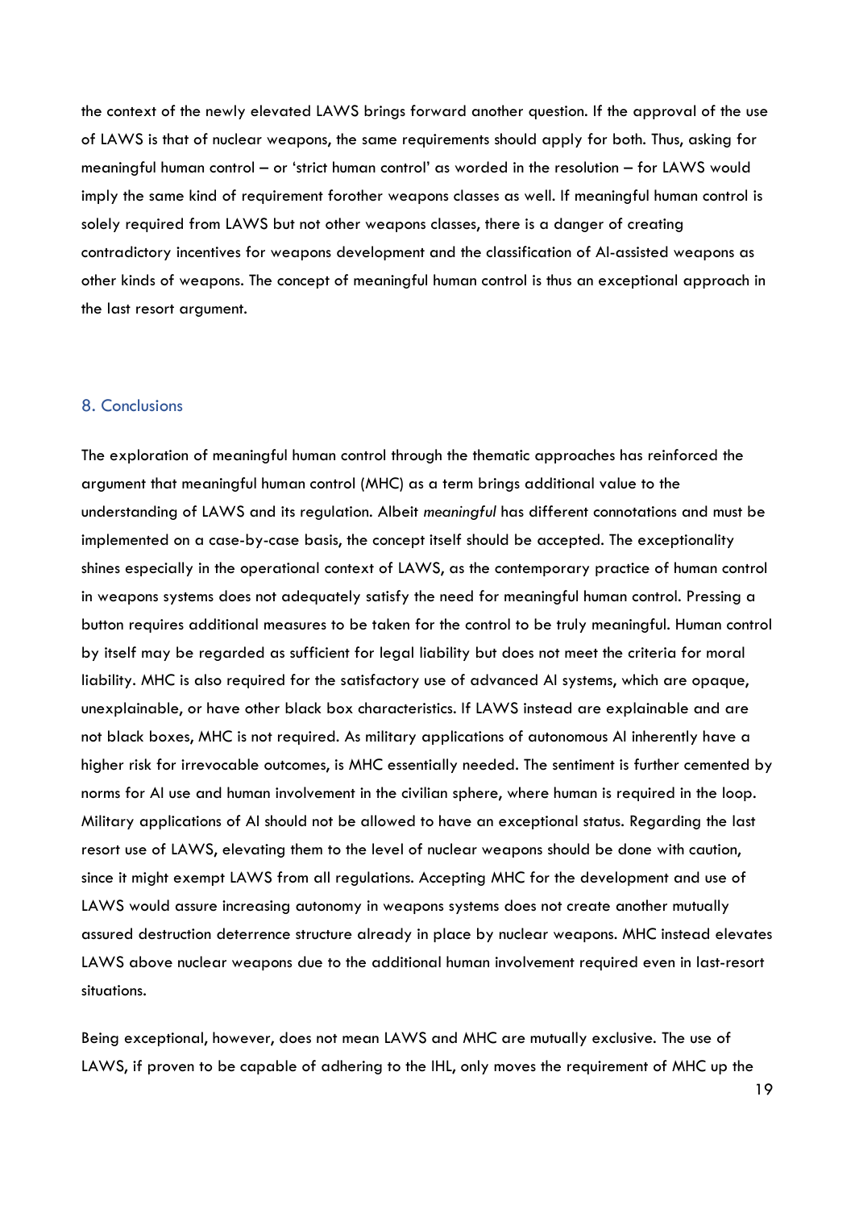the context of the newly elevated LAWS brings forward another question. If the approval of the use of LAWS is that of nuclear weapons, the same requirements should apply for both. Thus, asking for meaningful human control – or 'strict human control' as worded in the resolution – for LAWS would imply the same kind of requirement forother weapons classes as well. If meaningful human control is solely required from LAWS but not other weapons classes, there is a danger of creating contradictory incentives for weapons development and the classification of AI-assisted weapons as other kinds of weapons. The concept of meaningful human control is thus an exceptional approach in the last resort argument.

## 8. Conclusions

The exploration of meaningful human control through the thematic approaches has reinforced the argument that meaningful human control (MHC) as a term brings additional value to the understanding of LAWS and its regulation. Albeit *meaningful* has different connotations and must be implemented on a case-by-case basis, the concept itself should be accepted. The exceptionality shines especially in the operational context of LAWS, as the contemporary practice of human control in weapons systems does not adequately satisfy the need for meaningful human control. Pressing a button requires additional measures to be taken for the control to be truly meaningful. Human control by itself may be regarded as sufficient for legal liability but does not meet the criteria for moral liability. MHC is also required for the satisfactory use of advanced AI systems, which are opaque, unexplainable, or have other black box characteristics. If LAWS instead are explainable and are not black boxes, MHC is not required. As military applications of autonomous AI inherently have a higher risk for irrevocable outcomes, is MHC essentially needed. The sentiment is further cemented by norms for AI use and human involvement in the civilian sphere, where human is required in the loop. Military applications of AI should not be allowed to have an exceptional status. Regarding the last resort use of LAWS, elevating them to the level of nuclear weapons should be done with caution, since it might exempt LAWS from all regulations. Accepting MHC for the development and use of LAWS would assure increasing autonomy in weapons systems does not create another mutually assured destruction deterrence structure already in place by nuclear weapons. MHC instead elevates LAWS above nuclear weapons due to the additional human involvement required even in last-resort situations.

Being exceptional, however, does not mean LAWS and MHC are mutually exclusive. The use of LAWS, if proven to be capable of adhering to the IHL, only moves the requirement of MHC up the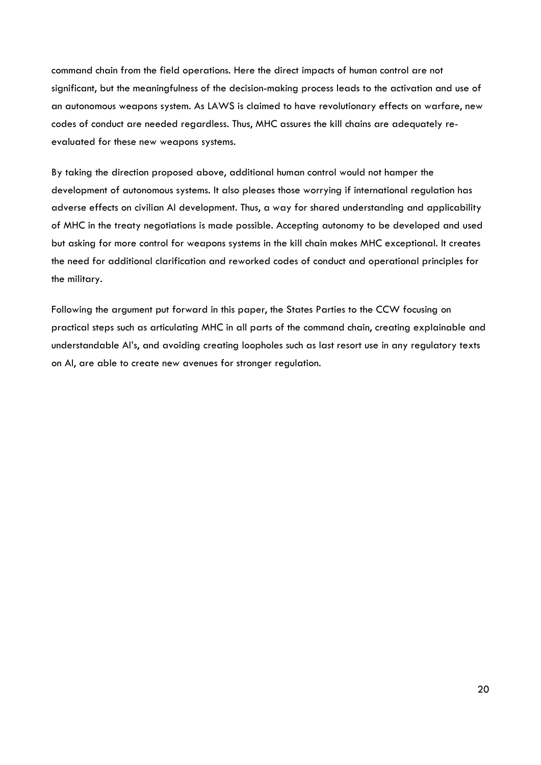command chain from the field operations. Here the direct impacts of human control are not significant, but the meaningfulness of the decision-making process leads to the activation and use of an autonomous weapons system. As LAWS is claimed to have revolutionary effects on warfare, new codes of conduct are needed regardless. Thus, MHC assures the kill chains are adequately re-evaluated for these new weapons systems.

By taking the direction proposed above, additional human control would not hamper the development of autonomous systems. It also pleases those worrying if international regulation has adverse effects on civilian AI development. Thus, a way for shared understanding and applicability of MHC in the treaty negotiations is made possible. Accepting autonomy to be developed and used but asking for more control for weapons systems in the kill chain makes MHC exceptional. It creates the need for additional clarification and reworked codes of conduct and operational principles for the military.

Following the argument put forward in this paper, the States Parties to the CCW focusing on practical steps such as articulating MHC in all parts of the command chain, creating explainable and understandable AI's, and avoiding creating loopholes such as last resort use in any regulatory texts on AI, are able to create new avenues for stronger regulation.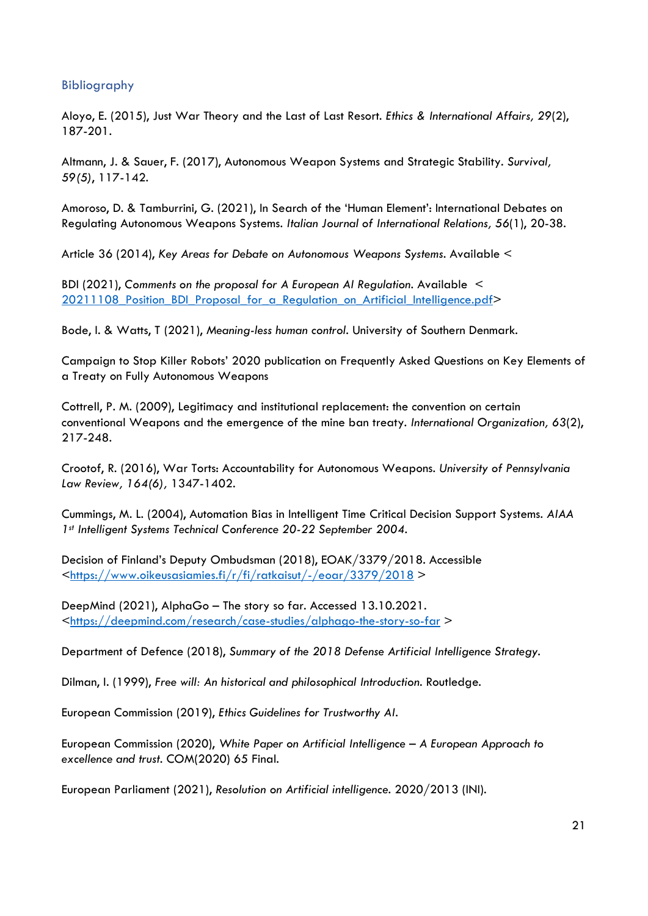## Bibliography

Aloyo, E. (2015), Just War Theory and the Last of Last Resort. *Ethics & International Affairs, 29*(2), 187-201.

Altmann, J. & Sauer, F. (2017), Autonomous Weapon Systems and Strategic Stability. *Survival, 59(5)*, 117-142.

Amoroso, D. & Tamburrini, G. (2021), In Search of the 'Human Element': International Debates on Regulating Autonomous Weapons Systems. *Italian Journal of International Relations, 56*(1), 20-38.

Article 36 (2014), *Key Areas for Debate on Autonomous Weapons Systems*. Available <

BDI (2021), *Comments on the proposal for A European AI Regulation*. Available < 20211108_Position_BDI_Proposal_for_a_Regulation_on_Artificial_Intelligence.pdf>

Bode, I. & Watts, T (2021), *Meaning-less human control*. University of Southern Denmark.

Campaign to Stop Killer Robots' 2020 publication on Frequently Asked Questions on Key Elements of a Treaty on Fully Autonomous Weapons

Cottrell, P. M. (2009), Legitimacy and institutional replacement: the convention on certain conventional Weapons and the emergence of the mine ban treaty. *International Organization, 63*(2), 217-248.

Crootof, R. (2016), War Torts: Accountability for Autonomous Weapons. *University of Pennsylvania Law Review, 164(6)*, 1347-1402.

Cummings, M. L. (2004), Automation Bias in Intelligent Time Critical Decision Support Systems. *AIAA 1st Intelligent Systems Technical Conference 20-22 September 2004*.

Decision of Finland's Deputy Ombudsman (2018), EOAK/3379/2018. Accessible <https://www.oikeusasiamies.fi/r/fi/ratkaisut/-/eoar/3379/2018 >

DeepMind (2021), AlphaGo – The story so far. Accessed 13.10.2021. <https://deepmind.com/research/case-studies/alphago-the-story-so-far >

Department of Defence (2018), *Summary of the 2018 Defense Artificial Intelligence Strategy*.

Dilman, I. (1999), *Free will: An historical and philosophical Introduction*. Routledge.

European Commission (2019), *Ethics Guidelines for Trustworthy AI*.

European Commission (2020), *White Paper on Artificial Intelligence – A European Approach to excellence and trust*. COM(2020) 65 Final.

European Parliament (2021), *Resolution on Artificial intelligence*. 2020/2013 (INI).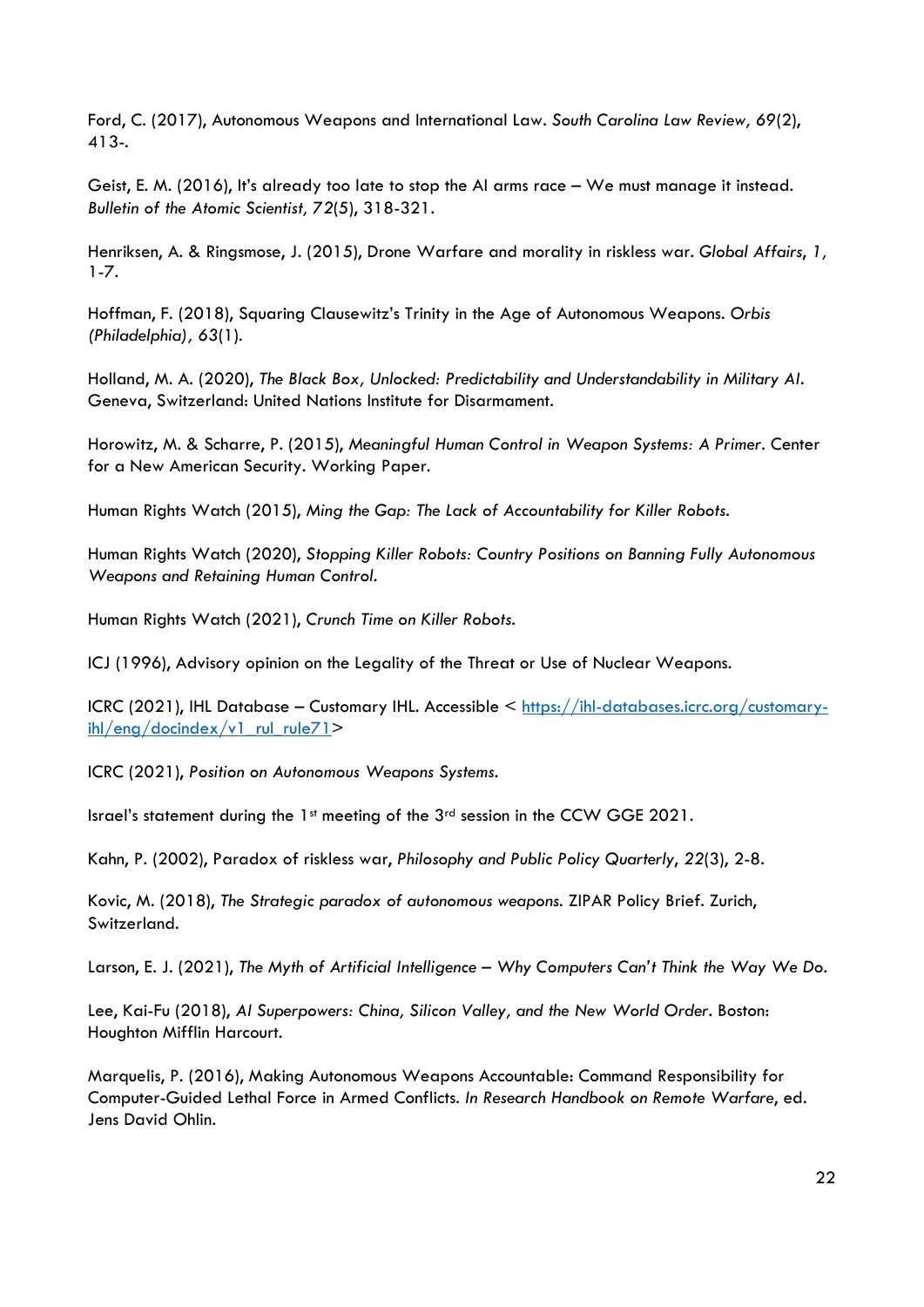Ford, C. (2017), Autonomous Weapons and International Law. *South Carolina Law Review, 69*(2), 413-.

Geist, E. M. (2016), It's already too late to stop the AI arms race – We must manage it instead. *Bulletin of the Atomic Scientist, 72*(5), 318-321.

Henriksen, A. & Ringsmose, J. (2015), Drone Warfare and morality in riskless war. *Global Affairs*, *1*, 1-7.

Hoffman, F. (2018), Squaring Clausewitz's Trinity in the Age of Autonomous Weapons. *Orbis (Philadelphia), 63*(1).

Holland, M. A. (2020), *The Black Box, Unlocked: Predictability and Understandability in Military AI*. Geneva, Switzerland: United Nations Institute for Disarmament.

Horowitz, M. & Scharre, P. (2015), *Meaningful Human Control in Weapon Systems: A Primer*. Center for a New American Security. Working Paper.

Human Rights Watch (2015), *Ming the Gap: The Lack of Accountability for Killer Robots.*

Human Rights Watch (2020), *Stopping Killer Robots: Country Positions on Banning Fully Autonomous Weapons and Retaining Human Control.*

Human Rights Watch (2021), *Crunch Time on Killer Robots.*

ICJ (1996), Advisory opinion on the Legality of the Threat or Use of Nuclear Weapons.

ICRC (2021), IHL Database – Customary IHL. Accessible < [https://ihl-databases.icrc.org/customary-ihl/eng/docindex/v1_rul_rule71](https://ihl-databases.icrc.org/customary-ihl/eng/docindex/v1_rul_rule71)>

ICRC (2021), *Position on Autonomous Weapons Systems.*

Israel's statement during the 1st meeting of the 3rd session in the CCW GGE 2021.

Kahn, P. (2002), Paradox of riskless war, *Philosophy and Public Policy Quarterly*, *22*(3), 2-8.

Kovic, M. (2018), *The Strategic paradox of autonomous weapons.* ZIPAR Policy Brief. Zurich, Switzerland.

Larson, E. J. (2021), *The Myth of Artificial Intelligence – Why Computers Can't Think the Way We Do.*

Lee, Kai-Fu (2018), *AI Superpowers: China, Silicon Valley, and the New World Order*. Boston: Houghton Mifflin Harcourt.

Marquelis, P. (2016), Making Autonomous Weapons Accountable: Command Responsibility for Computer-Guided Lethal Force in Armed Conflicts. *In Research Handbook on Remote Warfare*, ed. Jens David Ohlin.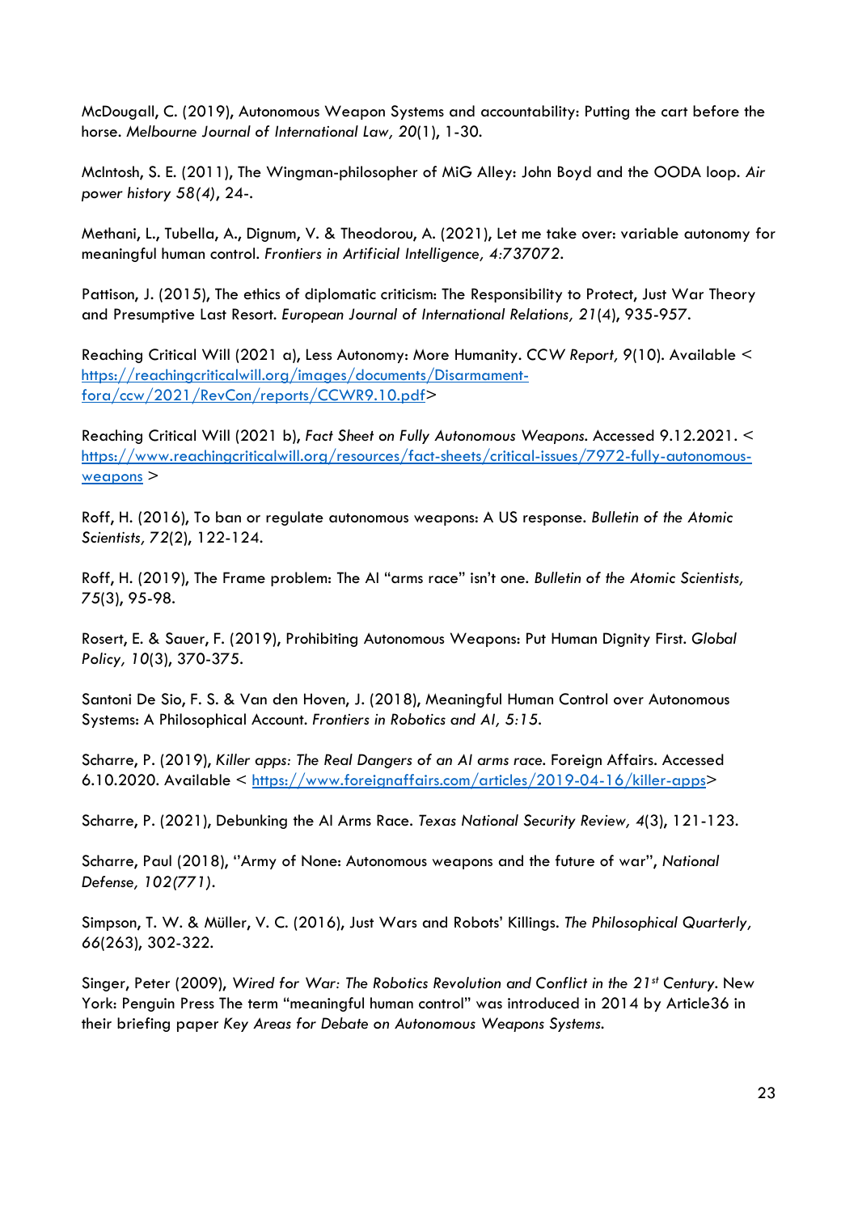McDougall, C. (2019), Autonomous Weapon Systems and accountability: Putting the cart before the horse. *Melbourne Journal of International Law, 20*(1), 1-30.

McIntosh, S. E. (2011), The Wingman-philosopher of MiG Alley: John Boyd and the OODA loop. *Air power history 58(4)*, 24-.

Methani, L., Tubella, A., Dignum, V. & Theodorou, A. (2021), Let me take over: variable autonomy for meaningful human control. *Frontiers in Artificial Intelligence, 4:737072*.

Pattison, J. (2015), The ethics of diplomatic criticism: The Responsibility to Protect, Just War Theory and Presumptive Last Resort. *European Journal of International Relations, 21*(4), 935-957.

Reaching Critical Will (2021 a), Less Autonomy: More Humanity. *CCW Report, 9*(10). Available < https://reachingcriticalwill.org/images/documents/Disarmament-fora/ccw/2021/RevCon/reports/CCWR9.10.pdf>

Reaching Critical Will (2021 b), *Fact Sheet on Fully Autonomous Weapons*. Accessed 9.12.2021. < https://www.reachingcriticalwill.org/resources/fact-sheets/critical-issues/7972-fully-autonomous-weapons >

Roff, H. (2016), To ban or regulate autonomous weapons: A US response. *Bulletin of the Atomic Scientists, 72*(2), 122-124.

Roff, H. (2019), The Frame problem: The AI "arms race" isn't one. *Bulletin of the Atomic Scientists, 75*(3), 95-98.

Rosert, E. & Sauer, F. (2019), Prohibiting Autonomous Weapons: Put Human Dignity First. *Global Policy, 10*(3), 370-375.

Santoni De Sio, F. S. & Van den Hoven, J. (2018), Meaningful Human Control over Autonomous Systems: A Philosophical Account. *Frontiers in Robotics and AI, 5:15*.

Scharre, P. (2019), *Killer apps: The Real Dangers of an AI arms race*. Foreign Affairs. Accessed 6.10.2020. Available < https://www.foreignaffairs.com/articles/2019-04-16/killer-apps>

Scharre, P. (2021), Debunking the AI Arms Race. *Texas National Security Review, 4*(3), 121-123.

Scharre, Paul (2018), "Army of None: Autonomous weapons and the future of war", *National Defense, 102(771)*.

Simpson, T. W. & Müller, V. C. (2016), Just Wars and Robots' Killings. *The Philosophical Quarterly, 66*(263), 302-322.

Singer, Peter (2009), *Wired for War: The Robotics Revolution and Conflict in the 21st Century*. New York: Penguin Press The term "meaningful human control" was introduced in 2014 by Article36 in their briefing paper *Key Areas for Debate on Autonomous Weapons Systems*.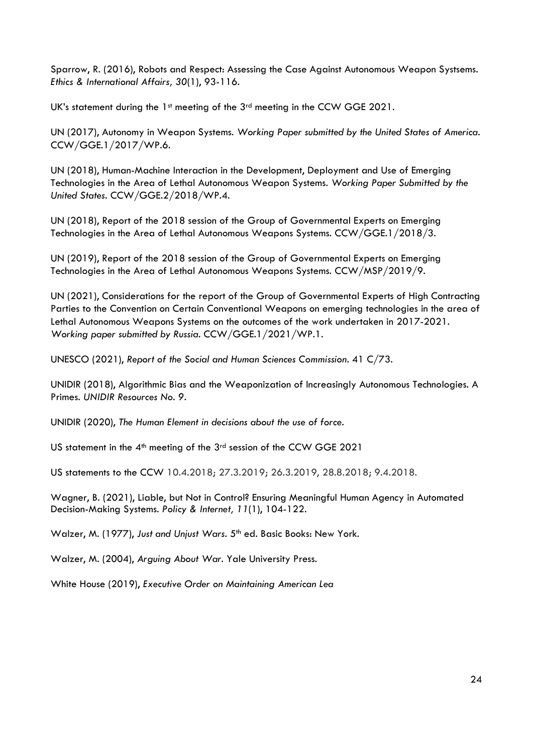Sparrow, R. (2016), Robots and Respect: Assessing the Case Against Autonomous Weapon Systsems. *Ethics & International Affairs, 30*(1), 93-116.

UK's statement during the 1st meeting of the 3rd meeting in the CCW GGE 2021.

UN (2017), Autonomy in Weapon Systems. *Working Paper submitted by the United States of America*. CCW/GGE.1/2017/WP.6.

UN (2018), Human-Machine Interaction in the Development, Deployment and Use of Emerging Technologies in the Area of Lethal Autonomous Weapon Systems. *Working Paper Submitted by the United States*. CCW/GGE.2/2018/WP.4.

UN (2018), Report of the 2018 session of the Group of Governmental Experts on Emerging Technologies in the Area of Lethal Autonomous Weapons Systems. CCW/GGE.1/2018/3.

UN (2019), Report of the 2018 session of the Group of Governmental Experts on Emerging Technologies in the Area of Lethal Autonomous Weapons Systems. CCW/MSP/2019/9.

UN (2021), Considerations for the report of the Group of Governmental Experts of High Contracting Parties to the Convention on Certain Conventional Weapons on emerging technologies in the area of Lethal Autonomous Weapons Systems on the outcomes of the work undertaken in 2017-2021. *Working paper submitted by Russia*. CCW/GGE.1/2021/WP.1.

UNESCO (2021), *Report of the Social and Human Sciences Commission*. 41 C/73.

UNIDIR (2018), Algorithmic Bias and the Weaponization of Increasingly Autonomous Technologies. A Primes. *UNIDIR Resources No. 9*.

UNIDIR (2020), *The Human Element in decisions about the use of force*.

US statement in the 4th meeting of the 3rd session of the CCW GGE 2021

US statements to the CCW 10.4.2018; 27.3.2019; 26.3.2019, 28.8.2018; 9.4.2018.

Wagner, B. (2021), Liable, but Not in Control? Ensuring Meaningful Human Agency in Automated Decision-Making Systems. *Policy & Internet, 11*(1), 104-122.

Walzer, M. (1977), *Just and Unjust Wars*. 5th ed. Basic Books: New York.

Walzer, M. (2004), *Arguing About War*. Yale University Press.

White House (2019), *Executive Order on Maintaining American Lea*